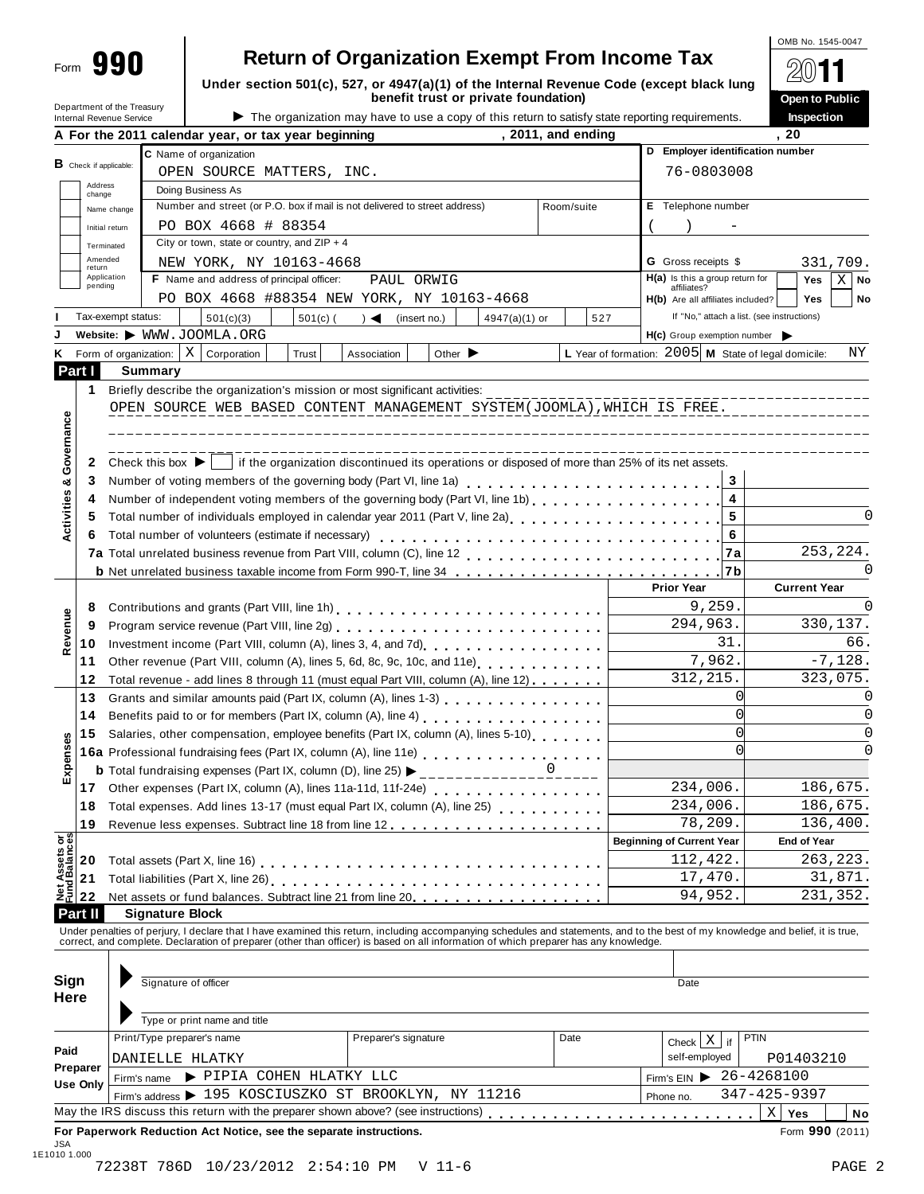Form **990**

# Return of Organization Exempt From Income Tax

**Under section 501(c), 527, or 4947(a)(1) of the Internal Revenue Code (except black lung benefit trust or private foundation)**

Department of the Treasury
Internal Revenue Service

▶ The organization may have to use a copy of this return to satisfy state reporting requirements.

OMB No. 1545-0047

**2011**

**Open to Public Inspection**

**A For the 2011 calendar year, or tax year beginning , 2011, and ending , 20**

**B** Check if applicable: Address change / Name change / Initial return / Terminated / Amended return / Application pending

**C** Name of organization: OPEN SOURCE MATTERS, INC.

Doing Business As

Number and street (or P.O. box if mail is not delivered to street address): PO BOX 4668 # 88354 Room/suite

City or town, state or country, and ZIP + 4: NEW YORK, NY 10163-4668

**D Employer identification number:** 76-0803008

**E** Telephone number: ( ) -

**G** Gross receipts $ 331,709.

**F** Name and address of principal officer: PAUL ORWIG, PO BOX 4668 #88354 NEW YORK, NY 10163-4668

**H(a)** Is this a group return for affiliates? Yes [ ] No [X]

**H(b)** Are all affiliates included? Yes [ ] No [ ]
If "No," attach a list. (see instructions)

**H(c)** Group exemption number ▶

**I** Tax-exempt status: [ ] 501(c)(3) [ ] 501(c) ( ) ◀ (insert no.) [ ] 4947(a)(1) or [ ] 527

**J** Website: ▶ WWW.JOOMLA.ORG

**K** Form of organization: [X] Corporation [ ] Trust [ ] Association [ ] Other ▶

**L** Year of formation: 2005 **M** State of legal domicile: NY

## Part I Summary

**Activities & Governance**

1 Briefly describe the organization's mission or most significant activities:
OPEN SOURCE WEB BASED CONTENT MANAGEMENT SYSTEM(JOOMLA),WHICH IS FREE.

2 Check this box ▶ [ ] if the organization discontinued its operations or disposed of more than 25% of its net assets.

| | | Line | Value |
|---|---|---|---|
| 3 | Number of voting members of the governing body (Part VI, line 1a) | 3 | |
| 4 | Number of independent voting members of the governing body (Part VI, line 1b) | 4 | |
| 5 | Total number of individuals employed in calendar year 2011 (Part V, line 2a) | 5 | 0 |
| 6 | Total number of volunteers (estimate if necessary) | 6 | |
| 7a | Total unrelated business revenue from Part VIII, column (C), line 12 | 7a | 253,224. |
| b | Net unrelated business taxable income from Form 990-T, line 34 | 7b | 0 |

| | | Prior Year | Current Year |
|---|---|---|---|
| **Revenue** | | | |
| 8 | Contributions and grants (Part VIII, line 1h) | 9,259. | 0 |
| 9 | Program service revenue (Part VIII, line 2g) | 294,963. | 330,137. |
| 10 | Investment income (Part VIII, column (A), lines 3, 4, and 7d) | 31. | 66. |
| 11 | Other revenue (Part VIII, column (A), lines 5, 6d, 8c, 9c, 10c, and 11e) | 7,962. | -7,128. |
| 12 | Total revenue - add lines 8 through 11 (must equal Part VIII, column (A), line 12) | 312,215. | 323,075. |
| **Expenses** | | | |
| 13 | Grants and similar amounts paid (Part IX, column (A), lines 1-3) | 0 | 0 |
| 14 | Benefits paid to or for members (Part IX, column (A), line 4) | 0 | 0 |
| 15 | Salaries, other compensation, employee benefits (Part IX, column (A), lines 5-10) | 0 | 0 |
| 16a | Professional fundraising fees (Part IX, column (A), line 11e) | 0 | 0 |
| b | Total fundraising expenses (Part IX, column (D), line 25) ▶ 0 | | |
| 17 | Other expenses (Part IX, column (A), lines 11a-11d, 11f-24e) | 234,006. | 186,675. |
| 18 | Total expenses. Add lines 13-17 (must equal Part IX, column (A), line 25) | 234,006. | 186,675. |
| 19 | Revenue less expenses. Subtract line 18 from line 12 | 78,209. | 136,400. |
| **Net Assets or Fund Balances** | | **Beginning of Current Year** | **End of Year** |
| 20 | Total assets (Part X, line 16) | 112,422. | 263,223. |
| 21 | Total liabilities (Part X, line 26) | 17,470. | 31,871. |
| 22 | Net assets or fund balances. Subtract line 21 from line 20 | 94,952. | 231,352. |

## Part II Signature Block

Under penalties of perjury, I declare that I have examined this return, including accompanying schedules and statements, and to the best of my knowledge and belief, it is true, correct, and complete. Declaration of preparer (other than officer) is based on all information of which preparer has any knowledge.

**Sign Here**

Signature of officer — Date

Type or print name and title

**Paid Preparer Use Only**

| Print/Type preparer's name | Preparer's signature | Date | Check [X] if self-employed | PTIN |
|---|---|---|---|---|
| DANIELLE HLATKY | | | | P01403210 |

Firm's name ▶ PIPIA COHEN HLATKY LLC — Firm's EIN ▶ 26-4268100

Firm's address ▶ 195 KOSCIUSZKO ST BROOKLYN, NY 11216 — Phone no. 347-425-9397

May the IRS discuss this return with the preparer shown above? (see instructions) [X] Yes [ ] No

**For Paperwork Reduction Act Notice, see the separate instructions.** Form **990** (2011)

JSA
1E1010 1.000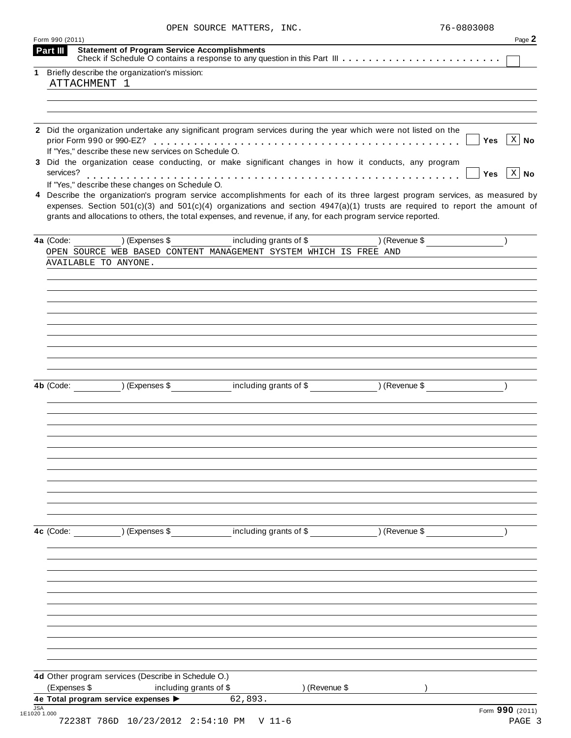OPEN SOURCE MATTERS, INC. 76-0803008

Form 990 (2011)

## Part III Statement of Program Service Accomplishments

Check if Schedule O contains a response to any question in this Part III . . . . . . . . . . . . . . . . . . . . . . . . ☐

**1** Briefly describe the organization's mission:

ATTACHMENT 1

**2** Did the organization undertake any significant program services during the year which were not listed on the prior Form 990 or 990-EZ? . . . . . . . . . . . . . . . . . . . . . . . . . . . . . . ☐ Yes ☒ No

If "Yes," describe these new services on Schedule O.

**3** Did the organization cease conducting, or make significant changes in how it conducts, any program services? . . . . . . . . . . . . . . . . . . . . . . . . . . . . . . . . . . . . . . . . ☐ Yes ☒ No

If "Yes," describe these changes on Schedule O.

**4** Describe the organization's program service accomplishments for each of its three largest program services, as measured by expenses. Section 501(c)(3) and 501(c)(4) organizations and section 4947(a)(1) trusts are required to report the amount of grants and allocations to others, the total expenses, and revenue, if any, for each program service reported.

**4a** (Code: ) (Expenses $ including grants of $ ) (Revenue $ )

OPEN SOURCE WEB BASED CONTENT MANAGEMENT SYSTEM WHICH IS FREE AND AVAILABLE TO ANYONE.

**4b** (Code: ) (Expenses $ including grants of $ ) (Revenue $ )

**4c** (Code: ) (Expenses $ including grants of $ ) (Revenue $ )

**4d** Other program services (Describe in Schedule O.)

(Expenses $ including grants of $ ) (Revenue $ )

**4e Total program service expenses ▶** 62,893.

Form **990** (2011)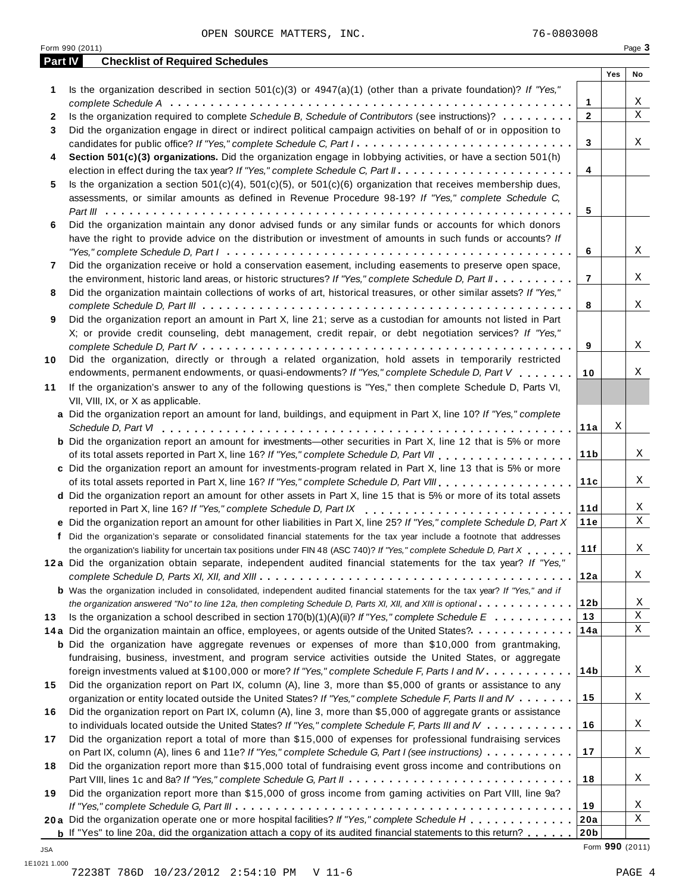OPEN SOURCE MATTERS, INC. 76-0803008

Form 990 (2011)

## Part IV Checklist of Required Schedules

| | | | Yes | No |
|---|---|---|---|---|
| **1** | Is the organization described in section 501(c)(3) or 4947(a)(1) (other than a private foundation)? *If "Yes," complete Schedule A* | 1 | | X |
| **2** | Is the organization required to complete *Schedule B, Schedule of Contributors* (see instructions)? | 2 | | X |
| **3** | Did the organization engage in direct or indirect political campaign activities on behalf of or in opposition to candidates for public office? *If "Yes," complete Schedule C, Part I* | 3 | | X |
| **4** | **Section 501(c)(3) organizations.** Did the organization engage in lobbying activities, or have a section 501(h) election in effect during the tax year? *If "Yes," complete Schedule C, Part II* | 4 | | |
| **5** | Is the organization a section 501(c)(4), 501(c)(5), or 501(c)(6) organization that receives membership dues, assessments, or similar amounts as defined in Revenue Procedure 98-19? *If "Yes," complete Schedule C, Part III* | 5 | | |
| **6** | Did the organization maintain any donor advised funds or any similar funds or accounts for which donors have the right to provide advice on the distribution or investment of amounts in such funds or accounts? *If "Yes," complete Schedule D, Part I* | 6 | | X |
| **7** | Did the organization receive or hold a conservation easement, including easements to preserve open space, the environment, historic land areas, or historic structures? *If "Yes," complete Schedule D, Part II* | 7 | | X |
| **8** | Did the organization maintain collections of works of art, historical treasures, or other similar assets? *If "Yes," complete Schedule D, Part III* | 8 | | X |
| **9** | Did the organization report an amount in Part X, line 21; serve as a custodian for amounts not listed in Part X; or provide credit counseling, debt management, credit repair, or debt negotiation services? *If "Yes," complete Schedule D, Part IV* | 9 | | X |
| **10** | Did the organization, directly or through a related organization, hold assets in temporarily restricted endowments, permanent endowments, or quasi-endowments? *If "Yes," complete Schedule D, Part V* | 10 | | X |
| **11** | If the organization's answer to any of the following questions is "Yes," then complete Schedule D, Parts VI, VII, VIII, IX, or X as applicable. | | | |
| **a** | Did the organization report an amount for land, buildings, and equipment in Part X, line 10? *If "Yes," complete Schedule D, Part VI* | 11a | X | |
| **b** | Did the organization report an amount for investments—other securities in Part X, line 12 that is 5% or more of its total assets reported in Part X, line 16? *If "Yes," complete Schedule D, Part VII* | 11b | | X |
| **c** | Did the organization report an amount for investments-program related in Part X, line 13 that is 5% or more of its total assets reported in Part X, line 16? *If "Yes," complete Schedule D, Part VIII* | 11c | | X |
| **d** | Did the organization report an amount for other assets in Part X, line 15 that is 5% or more of its total assets reported in Part X, line 16? *If "Yes," complete Schedule D, Part IX* | 11d | | X |
| **e** | Did the organization report an amount for other liabilities in Part X, line 25? *If "Yes," complete Schedule D, Part X* | 11e | | X |
| **f** | Did the organization's separate or consolidated financial statements for the tax year include a footnote that addresses the organization's liability for uncertain tax positions under FIN 48 (ASC 740)? *If "Yes," complete Schedule D, Part X* | 11f | | X |
| **12a** | Did the organization obtain separate, independent audited financial statements for the tax year? *If "Yes," complete Schedule D, Parts XI, XII, and XIII* | 12a | | X |
| **b** | Was the organization included in consolidated, independent audited financial statements for the tax year? *If "Yes," and if the organization answered "No" to line 12a, then completing Schedule D, Parts XI, XII, and XIII is optional* | 12b | | X |
| **13** | Is the organization a school described in section 170(b)(1)(A)(ii)? *If "Yes," complete Schedule E* | 13 | | X |
| **14a** | Did the organization maintain an office, employees, or agents outside of the United States? | 14a | | X |
| **b** | Did the organization have aggregate revenues or expenses of more than $10,000 from grantmaking, fundraising, business, investment, and program service activities outside the United States, or aggregate foreign investments valued at $100,000 or more? *If "Yes," complete Schedule F, Parts I and IV* | 14b | | X |
| **15** | Did the organization report on Part IX, column (A), line 3, more than $5,000 of grants or assistance to any organization or entity located outside the United States? *If "Yes," complete Schedule F, Parts II and IV* | 15 | | X |
| **16** | Did the organization report on Part IX, column (A), line 3, more than $5,000 of aggregate grants or assistance to individuals located outside the United States? *If "Yes," complete Schedule F, Parts III and IV* | 16 | | X |
| **17** | Did the organization report a total of more than $15,000 of expenses for professional fundraising services on Part IX, column (A), lines 6 and 11e? *If "Yes," complete Schedule G, Part I (see instructions)* | 17 | | X |
| **18** | Did the organization report more than $15,000 total of fundraising event gross income and contributions on Part VIII, lines 1c and 8a? *If "Yes," complete Schedule G, Part II* | 18 | | X |
| **19** | Did the organization report more than $15,000 of gross income from gaming activities on Part VIII, line 9a? *If "Yes," complete Schedule G, Part III* | 19 | | X |
| **20a** | Did the organization operate one or more hospital facilities? *If "Yes," complete Schedule H* | 20a | | X |
| **b** | If "Yes" to line 20a, did the organization attach a copy of its audited financial statements to this return? | 20b | | |

Form **990** (2011)

JSA
1E1021 1.000
72238T 786D 10/23/2012 2:54:10 PM V 11-6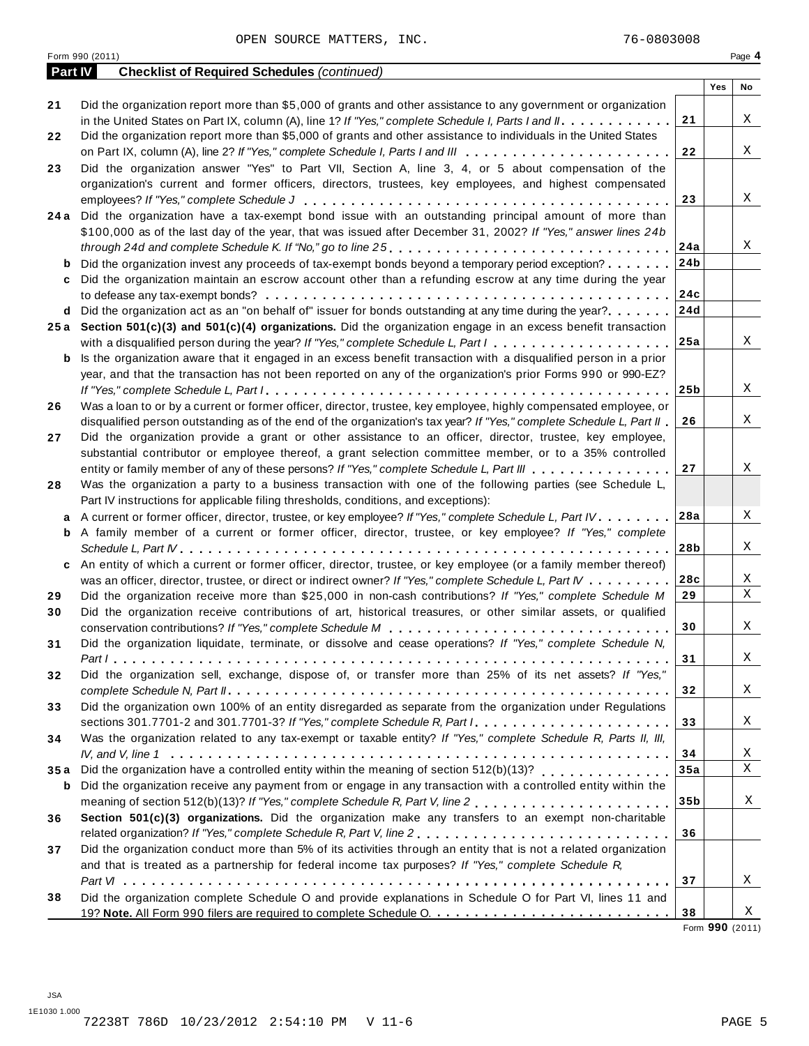OPEN SOURCE MATTERS, INC. 76-0803008

Form 990 (2011)

**Part IV — Checklist of Required Schedules** *(continued)*

| | | | Yes | No |
|---|---|---|---|---|
| 21 | Did the organization report more than $5,000 of grants and other assistance to any government or organization in the United States on Part IX, column (A), line 1? *If "Yes," complete Schedule I, Parts I and II* | 21 | | X |
| 22 | Did the organization report more than $5,000 of grants and other assistance to individuals in the United States on Part IX, column (A), line 2? *If "Yes," complete Schedule I, Parts I and III* | 22 | | X |
| 23 | Did the organization answer "Yes" to Part VII, Section A, line 3, 4, or 5 about compensation of the organization's current and former officers, directors, trustees, key employees, and highest compensated employees? *If "Yes," complete Schedule J* | 23 | | X |
| 24a | Did the organization have a tax-exempt bond issue with an outstanding principal amount of more than $100,000 as of the last day of the year, that was issued after December 31, 2002? *If "Yes," answer lines 24b through 24d and complete Schedule K. If "No," go to line 25* | 24a | | X |
| b | Did the organization invest any proceeds of tax-exempt bonds beyond a temporary period exception? | 24b | | |
| c | Did the organization maintain an escrow account other than a refunding escrow at any time during the year to defease any tax-exempt bonds? | 24c | | |
| d | Did the organization act as an "on behalf of" issuer for bonds outstanding at any time during the year? | 24d | | |
| 25a | **Section 501(c)(3) and 501(c)(4) organizations.** Did the organization engage in an excess benefit transaction with a disqualified person during the year? *If "Yes," complete Schedule L, Part I* | 25a | | X |
| b | Is the organization aware that it engaged in an excess benefit transaction with a disqualified person in a prior year, and that the transaction has not been reported on any of the organization's prior Forms 990 or 990-EZ? *If "Yes," complete Schedule L, Part I* | 25b | | X |
| 26 | Was a loan to or by a current or former officer, director, trustee, key employee, highly compensated employee, or disqualified person outstanding as of the end of the organization's tax year? *If "Yes," complete Schedule L, Part II* | 26 | | X |
| 27 | Did the organization provide a grant or other assistance to an officer, director, trustee, key employee, substantial contributor or employee thereof, a grant selection committee member, or to a 35% controlled entity or family member of any of these persons? *If "Yes," complete Schedule L, Part III* | 27 | | X |
| 28 | Was the organization a party to a business transaction with one of the following parties (see Schedule L, Part IV instructions for applicable filing thresholds, conditions, and exceptions): | | | |
| a | A current or former officer, director, trustee, or key employee? *If "Yes," complete Schedule L, Part IV* | 28a | | X |
| b | A family member of a current or former officer, director, trustee, or key employee? *If "Yes," complete Schedule L, Part IV* | 28b | | X |
| c | An entity of which a current or former officer, director, trustee, or key employee (or a family member thereof) was an officer, director, trustee, or direct or indirect owner? *If "Yes," complete Schedule L, Part IV* | 28c | | X |
| 29 | Did the organization receive more than $25,000 in non-cash contributions? *If "Yes," complete Schedule M* | 29 | | X |
| 30 | Did the organization receive contributions of art, historical treasures, or other similar assets, or qualified conservation contributions? *If "Yes," complete Schedule M* | 30 | | X |
| 31 | Did the organization liquidate, terminate, or dissolve and cease operations? *If "Yes," complete Schedule N, Part I* | 31 | | X |
| 32 | Did the organization sell, exchange, dispose of, or transfer more than 25% of its net assets? *If "Yes," complete Schedule N, Part II* | 32 | | X |
| 33 | Did the organization own 100% of an entity disregarded as separate from the organization under Regulations sections 301.7701-2 and 301.7701-3? *If "Yes," complete Schedule R, Part I* | 33 | | X |
| 34 | Was the organization related to any tax-exempt or taxable entity? *If "Yes," complete Schedule R, Parts II, III, IV, and V, line 1* | 34 | | X |
| 35a | Did the organization have a controlled entity within the meaning of section 512(b)(13)? | 35a | | X |
| b | Did the organization receive any payment from or engage in any transaction with a controlled entity within the meaning of section 512(b)(13)? *If "Yes," complete Schedule R, Part V, line 2* | 35b | | X |
| 36 | **Section 501(c)(3) organizations.** Did the organization make any transfers to an exempt non-charitable related organization? *If "Yes," complete Schedule R, Part V, line 2* | 36 | | |
| 37 | Did the organization conduct more than 5% of its activities through an entity that is not a related organization and that is treated as a partnership for federal income tax purposes? *If "Yes," complete Schedule R, Part VI* | 37 | | X |
| 38 | Did the organization complete Schedule O and provide explanations in Schedule O for Part VI, lines 11 and 19? **Note.** All Form 990 filers are required to complete Schedule O. | 38 | | X |

Form **990** (2011)

JSA
1E1030 1.000
72238T 786D 10/23/2012 2:54:10 PM V 11-6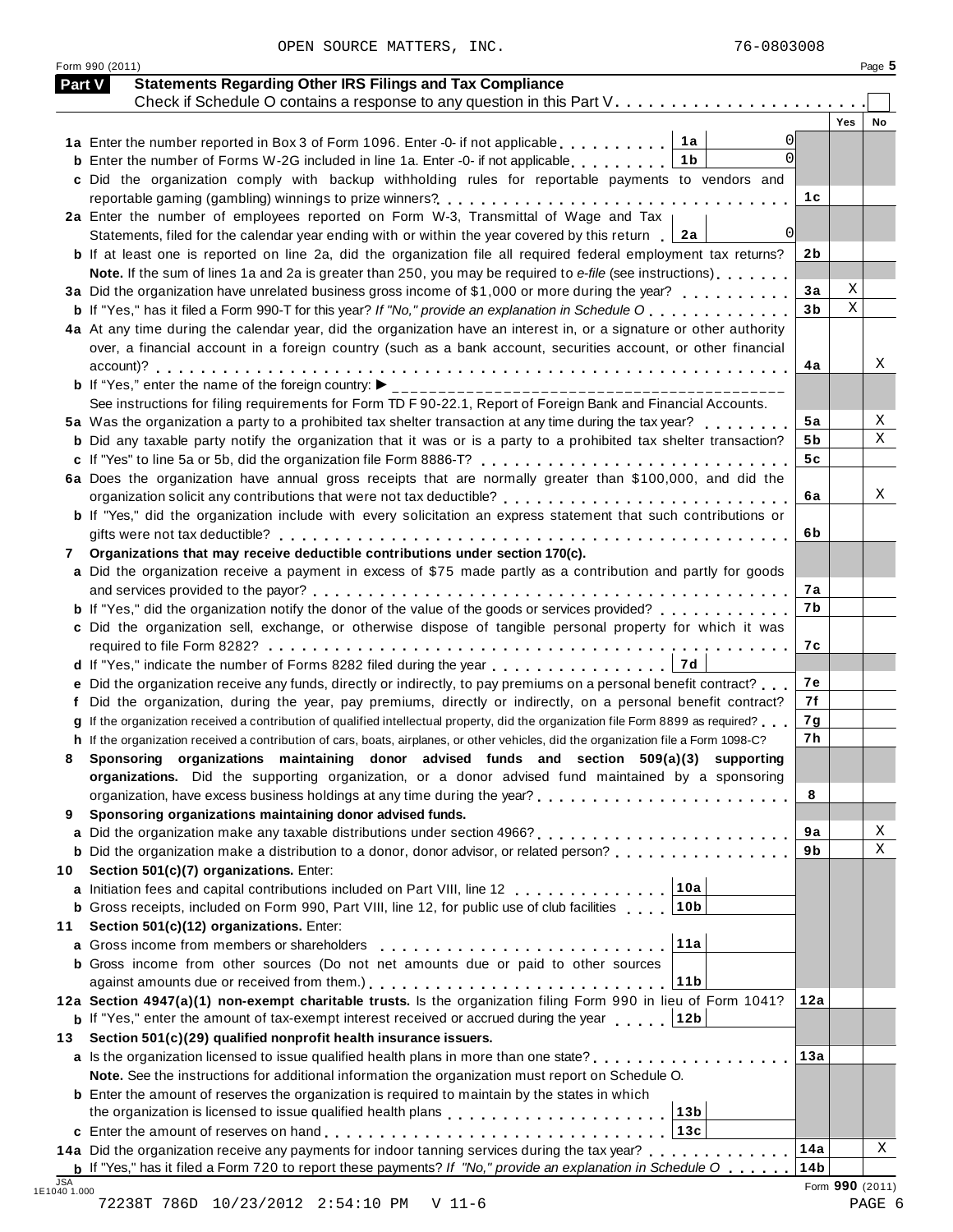OPEN SOURCE MATTERS, INC. 76-0803008

Form 990 (2011)

## Part V Statements Regarding Other IRS Filings and Tax Compliance

Check if Schedule O contains a response to any question in this Part V . . . . . . . . . . . . . . . . . . . . . . . .

| | | | | Yes | No |
|---|---|---|---|---|---|
| **1a** Enter the number reported in Box 3 of Form 1096. Enter -0- if not applicable | 1a | 0 | | | |
| **b** Enter the number of Forms W-2G included in line 1a. Enter -0- if not applicable | 1b | 0 | | | |
| **c** Did the organization comply with backup withholding rules for reportable payments to vendors and reportable gaming (gambling) winnings to prize winners? | | | 1c | | |
| **2a** Enter the number of employees reported on Form W-3, Transmittal of Wage and Tax Statements, filed for the calendar year ending with or within the year covered by this return | 2a | 0 | | | |
| **b** If at least one is reported on line 2a, did the organization file all required federal employment tax returns? | | | 2b | | |
| **Note.** If the sum of lines 1a and 2a is greater than 250, you may be required to *e-file* (see instructions) | | | | | |
| **3a** Did the organization have unrelated business gross income of $1,000 or more during the year? | | | 3a | X | |
| **b** If "Yes," has it filed a Form 990-T for this year? *If "No," provide an explanation in Schedule O* | | | 3b | X | |
| **4a** At any time during the calendar year, did the organization have an interest in, or a signature or other authority over, a financial account in a foreign country (such as a bank account, securities account, or other financial account)? | | | 4a | | X |
| **b** If "Yes," enter the name of the foreign country: ► | | | | | |
| See instructions for filing requirements for Form TD F 90-22.1, Report of Foreign Bank and Financial Accounts. | | | | | |
| **5a** Was the organization a party to a prohibited tax shelter transaction at any time during the tax year? | | | 5a | | X |
| **b** Did any taxable party notify the organization that it was or is a party to a prohibited tax shelter transaction? | | | 5b | | X |
| **c** If "Yes" to line 5a or 5b, did the organization file Form 8886-T? | | | 5c | | |
| **6a** Does the organization have annual gross receipts that are normally greater than $100,000, and did the organization solicit any contributions that were not tax deductible? | | | 6a | | X |
| **b** If "Yes," did the organization include with every solicitation an express statement that such contributions or gifts were not tax deductible? | | | 6b | | |
| **7 Organizations that may receive deductible contributions under section 170(c).** | | | | | |
| **a** Did the organization receive a payment in excess of $75 made partly as a contribution and partly for goods and services provided to the payor? | | | 7a | | |
| **b** If "Yes," did the organization notify the donor of the value of the goods or services provided? | | | 7b | | |
| **c** Did the organization sell, exchange, or otherwise dispose of tangible personal property for which it was required to file Form 8282? | | | 7c | | |
| **d** If "Yes," indicate the number of Forms 8282 filed during the year | 7d | | | | |
| **e** Did the organization receive any funds, directly or indirectly, to pay premiums on a personal benefit contract? | | | 7e | | |
| **f** Did the organization, during the year, pay premiums, directly or indirectly, on a personal benefit contract? | | | 7f | | |
| **g** If the organization received a contribution of qualified intellectual property, did the organization file Form 8899 as required? | | | 7g | | |
| **h** If the organization received a contribution of cars, boats, airplanes, or other vehicles, did the organization file a Form 1098-C? | | | 7h | | |
| **8 Sponsoring organizations maintaining donor advised funds and section 509(a)(3) supporting organizations.** Did the supporting organization, or a donor advised fund maintained by a sponsoring organization, have excess business holdings at any time during the year? | | | 8 | | |
| **9 Sponsoring organizations maintaining donor advised funds.** | | | | | |
| **a** Did the organization make any taxable distributions under section 4966? | | | 9a | | X |
| **b** Did the organization make a distribution to a donor, donor advisor, or related person? | | | 9b | | X |
| **10 Section 501(c)(7) organizations.** Enter: | | | | | |
| **a** Initiation fees and capital contributions included on Part VIII, line 12 | 10a | | | | |
| **b** Gross receipts, included on Form 990, Part VIII, line 12, for public use of club facilities | 10b | | | | |
| **11 Section 501(c)(12) organizations.** Enter: | | | | | |
| **a** Gross income from members or shareholders | 11a | | | | |
| **b** Gross income from other sources (Do not net amounts due or paid to other sources against amounts due or received from them.) | 11b | | | | |
| **12a Section 4947(a)(1) non-exempt charitable trusts.** Is the organization filing Form 990 in lieu of Form 1041? | | | 12a | | |
| **b** If "Yes," enter the amount of tax-exempt interest received or accrued during the year | 12b | | | | |
| **13 Section 501(c)(29) qualified nonprofit health insurance issuers.** | | | | | |
| **a** Is the organization licensed to issue qualified health plans in more than one state? | | | 13a | | |
| **Note.** See the instructions for additional information the organization must report on Schedule O. | | | | | |
| **b** Enter the amount of reserves the organization is required to maintain by the states in which the organization is licensed to issue qualified health plans | 13b | | | | |
| **c** Enter the amount of reserves on hand | 13c | | | | |
| **14a** Did the organization receive any payments for indoor tanning services during the tax year? | | | 14a | | X |
| **b** If "Yes," has it filed a Form 720 to report these payments? *If "No," provide an explanation in Schedule O* | | | 14b | | |

Form **990** (2011)

JSA 1E1040 1.000

72238T 786D 10/23/2012 2:54:10 PM V 11-6 PAGE 6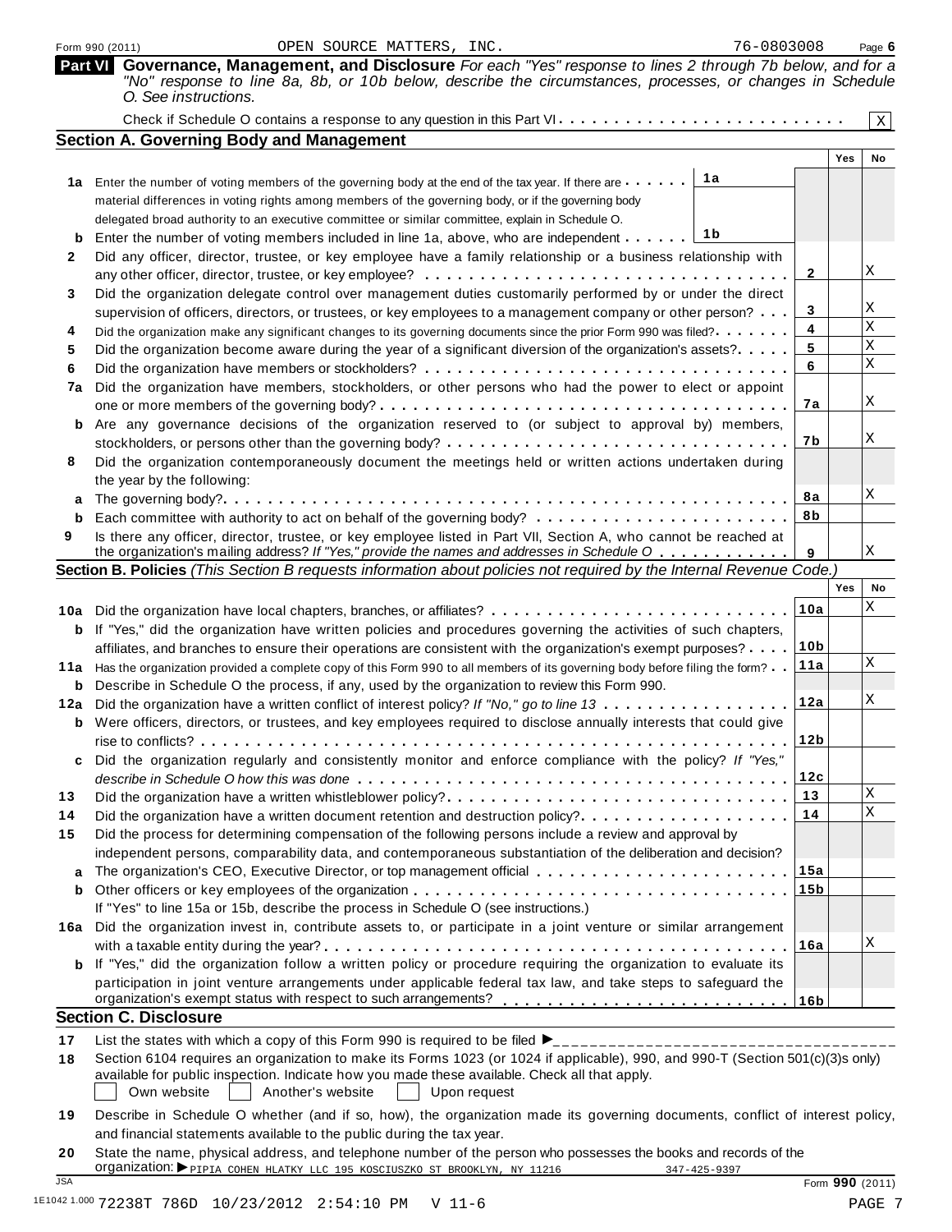Form 990 (2011) OPEN SOURCE MATTERS, INC. 76-0803008 Page 6

## Part VI Governance, Management, and Disclosure

*For each "Yes" response to lines 2 through 7b below, and for a "No" response to line 8a, 8b, or 10b below, describe the circumstances, processes, or changes in Schedule O. See instructions.*

Check if Schedule O contains a response to any question in this Part VI . . . . . . . . . . [X]

### Section A. Governing Body and Management

| | | | Line | Yes | No |
|---|---|---|---|---|---|
| 1a | Enter the number of voting members of the governing body at the end of the tax year. If there are material differences in voting rights among members of the governing body, or if the governing body delegated broad authority to an executive committee or similar committee, explain in Schedule O. | 1a | | | |
| b | Enter the number of voting members included in line 1a, above, who are independent | 1b | | | |
| 2 | Did any officer, director, trustee, or key employee have a family relationship or a business relationship with any other officer, director, trustee, or key employee? | | 2 | | X |
| 3 | Did the organization delegate control over management duties customarily performed by or under the direct supervision of officers, directors, or trustees, or key employees to a management company or other person? | | 3 | | X |
| 4 | Did the organization make any significant changes to its governing documents since the prior Form 990 was filed? | | 4 | | X |
| 5 | Did the organization become aware during the year of a significant diversion of the organization's assets? | | 5 | | X |
| 6 | Did the organization have members or stockholders? | | 6 | | X |
| 7a | Did the organization have members, stockholders, or other persons who had the power to elect or appoint one or more members of the governing body? | | 7a | | X |
| b | Are any governance decisions of the organization reserved to (or subject to approval by) members, stockholders, or persons other than the governing body? | | 7b | | X |
| 8 | Did the organization contemporaneously document the meetings held or written actions undertaken during the year by the following: | | | | |
| a | The governing body? | | 8a | | X |
| b | Each committee with authority to act on behalf of the governing body? | | 8b | | |
| 9 | Is there any officer, director, trustee, or key employee listed in Part VII, Section A, who cannot be reached at the organization's mailing address? *If "Yes," provide the names and addresses in Schedule O* | | 9 | | X |

### Section B. Policies *(This Section B requests information about policies not required by the Internal Revenue Code.)*

| | | Line | Yes | No |
|---|---|---|---|---|
| 10a | Did the organization have local chapters, branches, or affiliates? | 10a | | X |
| b | If "Yes," did the organization have written policies and procedures governing the activities of such chapters, affiliates, and branches to ensure their operations are consistent with the organization's exempt purposes? | 10b | | |
| 11a | Has the organization provided a complete copy of this Form 990 to all members of its governing body before filing the form? | 11a | | X |
| b | Describe in Schedule O the process, if any, used by the organization to review this Form 990. | | | |
| 12a | Did the organization have a written conflict of interest policy? *If "No," go to line 13* | 12a | | X |
| b | Were officers, directors, or trustees, and key employees required to disclose annually interests that could give rise to conflicts? | 12b | | |
| c | Did the organization regularly and consistently monitor and enforce compliance with the policy? *If "Yes," describe in Schedule O how this was done* | 12c | | |
| 13 | Did the organization have a written whistleblower policy? | 13 | | X |
| 14 | Did the organization have a written document retention and destruction policy? | 14 | | X |
| 15 | Did the process for determining compensation of the following persons include a review and approval by independent persons, comparability data, and contemporaneous substantiation of the deliberation and decision? | | | |
| a | The organization's CEO, Executive Director, or top management official | 15a | | |
| b | Other officers or key employees of the organization | 15b | | |
| | If "Yes" to line 15a or 15b, describe the process in Schedule O (see instructions.) | | | |
| 16a | Did the organization invest in, contribute assets to, or participate in a joint venture or similar arrangement with a taxable entity during the year? | 16a | | X |
| b | If "Yes," did the organization follow a written policy or procedure requiring the organization to evaluate its participation in joint venture arrangements under applicable federal tax law, and take steps to safeguard the organization's exempt status with respect to such arrangements? | 16b | | |

### Section C. Disclosure

17 List the states with which a copy of this Form 990 is required to be filed ►

18 Section 6104 requires an organization to make its Forms 1023 (or 1024 if applicable), 990, and 990-T (Section 501(c)(3)s only) available for public inspection. Indicate how you made these available. Check all that apply.

[ ] Own website [ ] Another's website [ ] Upon request

19 Describe in Schedule O whether (and if so, how), the organization made its governing documents, conflict of interest policy, and financial statements available to the public during the tax year.

20 State the name, physical address, and telephone number of the person who possesses the books and records of the organization: ► PIPIA COHEN HLATKY LLC 195 KOSCIUSZKO ST BROOKLYN, NY 11216 347-425-9397

JSA Form 990 (2011)

1E1042 1.000 72238T 786D 10/23/2012 2:54:10 PM V 11-6 PAGE 7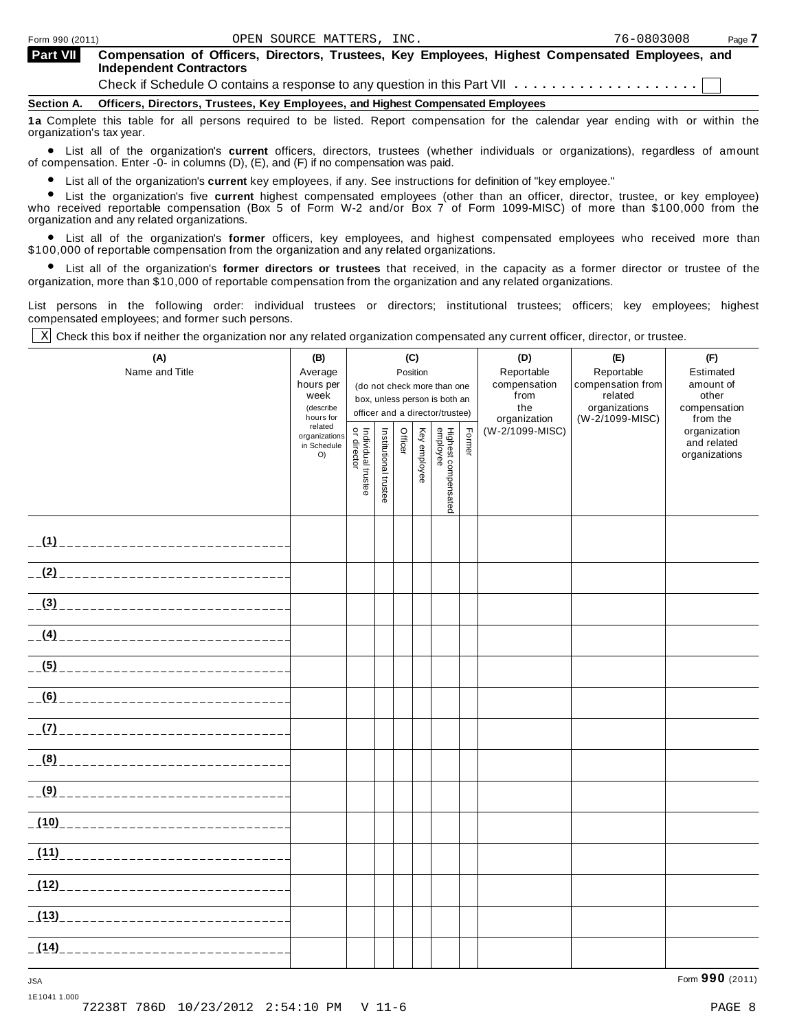Form 990 (2011) OPEN SOURCE MATTERS, INC. 76-0803008

## Part VII Compensation of Officers, Directors, Trustees, Key Employees, Highest Compensated Employees, and Independent Contractors

Check if Schedule O contains a response to any question in this Part VII . . . . . . . . . . . . . . . . . . . . ☐

### Section A. Officers, Directors, Trustees, Key Employees, and Highest Compensated Employees

**1a** Complete this table for all persons required to be listed. Report compensation for the calendar year ending with or within the organization's tax year.

- List all of the organization's **current** officers, directors, trustees (whether individuals or organizations), regardless of amount of compensation. Enter -0- in columns (D), (E), and (F) if no compensation was paid.
- List all of the organization's **current** key employees, if any. See instructions for definition of "key employee."
- List the organization's five **current** highest compensated employees (other than an officer, director, trustee, or key employee) who received reportable compensation (Box 5 of Form W-2 and/or Box 7 of Form 1099-MISC) of more than $100,000 from the organization and any related organizations.
- List all of the organization's **former** officers, key employees, and highest compensated employees who received more than $100,000 of reportable compensation from the organization and any related organizations.
- List all of the organization's **former directors or trustees** that received, in the capacity as a former director or trustee of the organization, more than $10,000 of reportable compensation from the organization and any related organizations.

List persons in the following order: individual trustees or directors; institutional trustees; officers; key employees; highest compensated employees; and former such persons.

☒ Check this box if neither the organization nor any related organization compensated any current officer, director, or trustee.

| (A) Name and Title | (B) Average hours per week (describe hours for related organizations in Schedule O) | (C) Position (do not check more than one box, unless person is both an officer and a director/trustee) | | | | | | (D) Reportable compensation from the organization (W-2/1099-MISC) | (E) Reportable compensation from related organizations (W-2/1099-MISC) | (F) Estimated amount of other compensation from the organization and related organizations |
|---|---|---|---|---|---|---|---|---|---|---|
| | | Individual trustee or director | Institutional trustee | Officer | Key employee | Highest compensated employee | Former | | | |
| (1) | | | | | | | | | | |
| (2) | | | | | | | | | | |
| (3) | | | | | | | | | | |
| (4) | | | | | | | | | | |
| (5) | | | | | | | | | | |
| (6) | | | | | | | | | | |
| (7) | | | | | | | | | | |
| (8) | | | | | | | | | | |
| (9) | | | | | | | | | | |
| (10) | | | | | | | | | | |
| (11) | | | | | | | | | | |
| (12) | | | | | | | | | | |
| (13) | | | | | | | | | | |
| (14) | | | | | | | | | | |

JSA
1E1041 1.000
72238T 786D 10/23/2012 2:54:10 PM V 11-6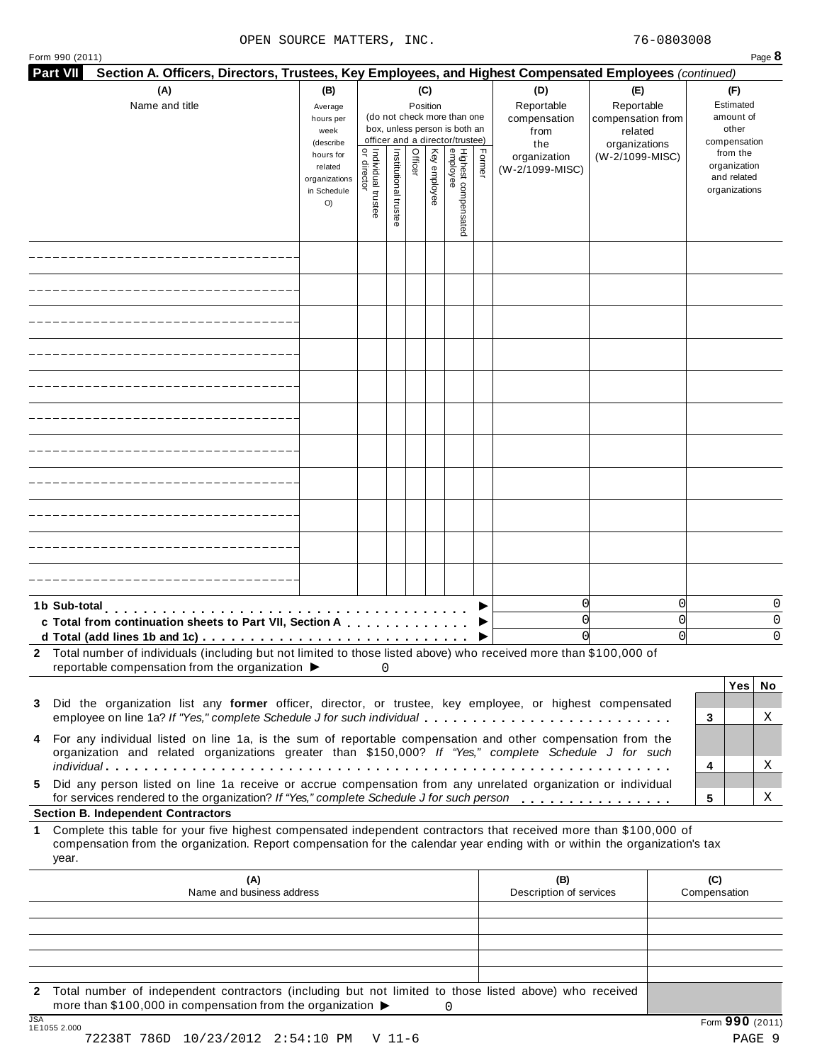OPEN SOURCE MATTERS, INC. 76-0803008

Form 990 (2011)

**Part VII** **Section A. Officers, Directors, Trustees, Key Employees, and Highest Compensated Employees** *(continued)*

| (A) Name and title | (B) Average hours per week (describe hours for related organizations in Schedule O) | (C) Position (do not check more than one box, unless person is both an officer and a director/trustee) Individual trustee or director | Institutional trustee | Officer | Key employee | Highest compensated employee | Former | (D) Reportable compensation from the organization (W-2/1099-MISC) | (E) Reportable compensation from related organizations (W-2/1099-MISC) | (F) Estimated amount of other compensation from the organization and related organizations |
|---|---|---|---|---|---|---|---|---|---|---|
| | | | | | | | | | | |
| | | | | | | | | | | |
| | | | | | | | | | | |
| | | | | | | | | | | |
| | | | | | | | | | | |
| | | | | | | | | | | |
| | | | | | | | | | | |
| | | | | | | | | | | |
| | | | | | | | | | | |
| | | | | | | | | | | |
| | | | | | | | | | | |
| **1b Sub-total** ▶ | | | | | | | | 0 | 0 | 0 |
| **c Total from continuation sheets to Part VII, Section A** ▶ | | | | | | | | 0 | 0 | 0 |
| **d Total (add lines 1b and 1c)** ▶ | | | | | | | | 0 | 0 | 0 |

**2** Total number of individuals (including but not limited to those listed above) who received more than $100,000 of reportable compensation from the organization ▶ 0

| | | Yes | No |
|---|---|---|---|
| **3** Did the organization list any **former** officer, director, or trustee, key employee, or highest compensated employee on line 1a? *If "Yes," complete Schedule J for such individual* | 3 | | X |
| **4** For any individual listed on line 1a, is the sum of reportable compensation and other compensation from the organization and related organizations greater than $150,000? *If "Yes," complete Schedule J for such individual* | 4 | | X |
| **5** Did any person listed on line 1a receive or accrue compensation from any unrelated organization or individual for services rendered to the organization? *If "Yes," complete Schedule J for such person* | 5 | | X |

**Section B. Independent Contractors**

**1** Complete this table for your five highest compensated independent contractors that received more than $100,000 of compensation from the organization. Report compensation for the calendar year ending with or within the organization's tax year.

| (A) Name and business address | (B) Description of services | (C) Compensation |
|---|---|---|
| | | |
| | | |
| | | |
| | | |
| | | |

**2** Total number of independent contractors (including but not limited to those listed above) who received more than $100,000 in compensation from the organization ▶ 0

Form **990** (2011)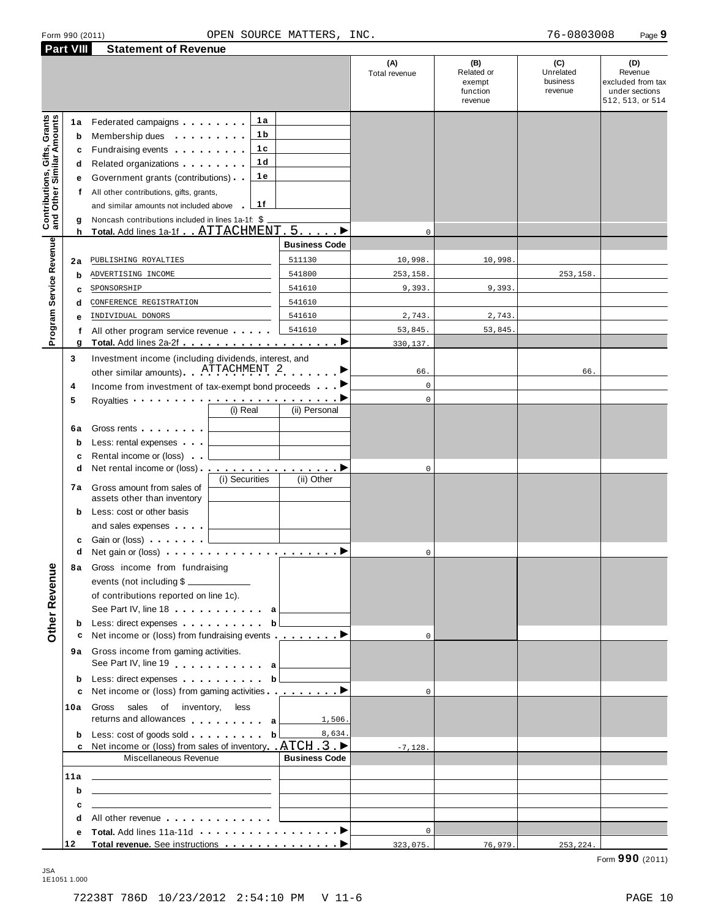Form 990 (2011) OPEN SOURCE MATTERS, INC. 76-0803008

## Part VIII Statement of Revenue

| | | | | (A) Total revenue | (B) Related or exempt function revenue | (C) Unrelated business revenue | (D) Revenue excluded from tax under sections 512, 513, or 514 |
|---|---|---|---|---|---|---|---|
| **Contributions, Gifts, Grants and Other Similar Amounts** | 1a | Federated campaigns | 1a | | | | |
| | b | Membership dues | 1b | | | | |
| | c | Fundraising events | 1c | | | | |
| | d | Related organizations | 1d | | | | |
| | e | Government grants (contributions) | 1e | | | | |
| | f | All other contributions, gifts, grants, and similar amounts not included above | 1f | | | | |
| | g | Noncash contributions included in lines 1a-1f: $ | | | | | |
| | h | **Total.** Add lines 1a-1f ATTACHMENT 5 | | 0 | | | |
| **Program Service Revenue** | | | **Business Code** | | | | |
| | 2a | PUBLISHING ROYALTIES | 511130 | 10,998. | 10,998. | | |
| | b | ADVERTISING INCOME | 541800 | 253,158. | | 253,158. | |
| | c | SPONSORSHIP | 541610 | 9,393. | 9,393. | | |
| | d | CONFERENCE REGISTRATION | 541610 | | | | |
| | e | INDIVIDUAL DONORS | 541610 | 2,743. | 2,743. | | |
| | f | All other program service revenue | 541610 | 53,845. | 53,845. | | |
| | g | **Total.** Add lines 2a-2f | | 330,137. | | | |
| **Other Revenue** | 3 | Investment income (including dividends, interest, and other similar amounts) ATTACHMENT 2 | | 66. | | 66. | |
| | 4 | Income from investment of tax-exempt bond proceeds | | 0 | | | |
| | 5 | Royalties | | 0 | | | |
| | | | (i) Real / (ii) Personal | | | | |
| | 6a | Gross rents | | | | | |
| | b | Less: rental expenses | | | | | |
| | c | Rental income or (loss) | | | | | |
| | d | Net rental income or (loss) | | 0 | | | |
| | | | (i) Securities / (ii) Other | | | | |
| | 7a | Gross amount from sales of assets other than inventory | | | | | |
| | b | Less: cost or other basis and sales expenses | | | | | |
| | c | Gain or (loss) | | | | | |
| | d | Net gain or (loss) | | 0 | | | |
| | 8a | Gross income from fundraising events (not including $ of contributions reported on line 1c). See Part IV, line 18 | a | | | | |
| | b | Less: direct expenses | b | | | | |
| | c | Net income or (loss) from fundraising events | | 0 | | | |
| | 9a | Gross income from gaming activities. See Part IV, line 19 | a | | | | |
| | b | Less: direct expenses | b | | | | |
| | c | Net income or (loss) from gaming activities | | 0 | | | |
| | 10a | Gross sales of inventory, less returns and allowances | a 1,506. | | | | |
| | b | Less: cost of goods sold | b 8,634. | | | | |
| | c | Net income or (loss) from sales of inventory ATCH 3 | | -7,128. | | | |
| | | Miscellaneous Revenue | **Business Code** | | | | |
| | 11a | | | | | | |
| | b | | | | | | |
| | c | | | | | | |
| | d | All other revenue | | | | | |
| | e | **Total.** Add lines 11a-11d | | 0 | | | |
| | 12 | **Total revenue.** See instructions | | 323,075. | 76,979. | 253,224. | |

Form **990** (2011)

JSA 1E1051 1.000

72238T 786D 10/23/2012 2:54:10 PM V 11-6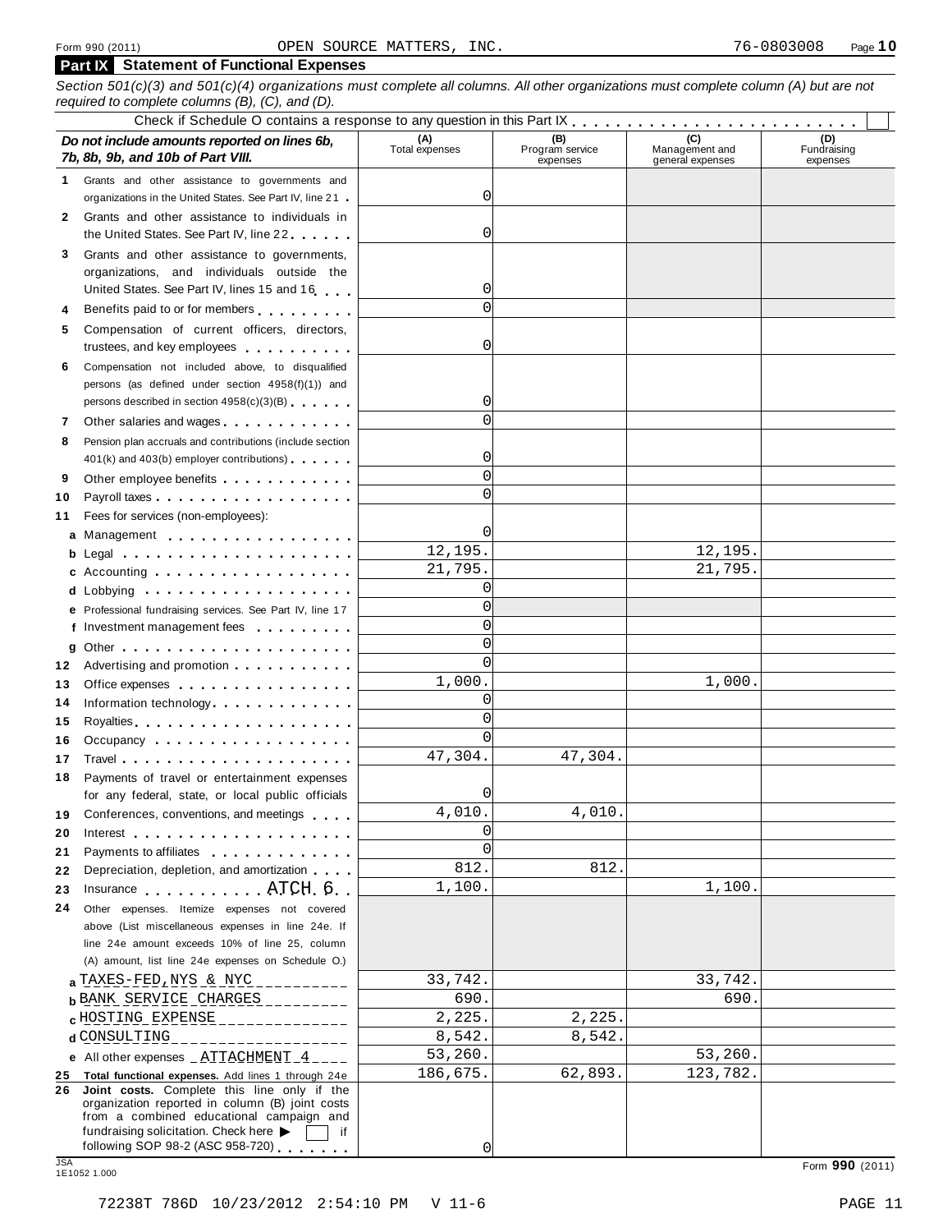Form 990 (2011) OPEN SOURCE MATTERS, INC. 76-0803008

## Part IX Statement of Functional Expenses

*Section 501(c)(3) and 501(c)(4) organizations must complete all columns. All other organizations must complete column (A) but are not required to complete columns (B), (C), and (D).*

Check if Schedule O contains a response to any question in this Part IX [ ]

| *Do not include amounts reported on lines 6b, 7b, 8b, 9b, and 10b of Part VIII.* | (A) Total expenses | (B) Program service expenses | (C) Management and general expenses | (D) Fundraising expenses |
|---|---|---|---|---|
| 1 Grants and other assistance to governments and organizations in the United States. See Part IV, line 21 | 0 | | | |
| 2 Grants and other assistance to individuals in the United States. See Part IV, line 22 | 0 | | | |
| 3 Grants and other assistance to governments, organizations, and individuals outside the United States. See Part IV, lines 15 and 16 | 0 | | | |
| 4 Benefits paid to or for members | 0 | | | |
| 5 Compensation of current officers, directors, trustees, and key employees | 0 | | | |
| 6 Compensation not included above, to disqualified persons (as defined under section 4958(f)(1)) and persons described in section 4958(c)(3)(B) | 0 | | | |
| 7 Other salaries and wages | 0 | | | |
| 8 Pension plan accruals and contributions (include section 401(k) and 403(b) employer contributions) | 0 | | | |
| 9 Other employee benefits | 0 | | | |
| 10 Payroll taxes | 0 | | | |
| 11 Fees for services (non-employees): | | | | |
| a Management | 0 | | | |
| b Legal | 12,195. | | 12,195. | |
| c Accounting | 21,795. | | 21,795. | |
| d Lobbying | 0 | | | |
| e Professional fundraising services. See Part IV, line 17 | 0 | | | |
| f Investment management fees | 0 | | | |
| g Other | 0 | | | |
| 12 Advertising and promotion | 0 | | | |
| 13 Office expenses | 1,000. | | 1,000. | |
| 14 Information technology | 0 | | | |
| 15 Royalties | 0 | | | |
| 16 Occupancy | 0 | | | |
| 17 Travel | 47,304. | 47,304. | | |
| 18 Payments of travel or entertainment expenses for any federal, state, or local public officials | 0 | | | |
| 19 Conferences, conventions, and meetings | 4,010. | 4,010. | | |
| 20 Interest | 0 | | | |
| 21 Payments to affiliates | 0 | | | |
| 22 Depreciation, depletion, and amortization | 812. | 812. | | |
| 23 Insurance ATCH 6 | 1,100. | | 1,100. | |
| 24 Other expenses. Itemize expenses not covered above (List miscellaneous expenses in line 24e. If line 24e amount exceeds 10% of line 25, column (A) amount, list line 24e expenses on Schedule O.) | | | | |
| a TAXES-FED,NYS & NYC | 33,742. | | 33,742. | |
| b BANK SERVICE CHARGES | 690. | | 690. | |
| c HOSTING EXPENSE | 2,225. | 2,225. | | |
| d CONSULTING | 8,542. | 8,542. | | |
| e All other expenses ATTACHMENT 4 | 53,260. | | 53,260. | |
| 25 **Total functional expenses.** Add lines 1 through 24e | 186,675. | 62,893. | 123,782. | |
| 26 **Joint costs.** Complete this line only if the organization reported in column (B) joint costs from a combined educational campaign and fundraising solicitation. Check here ▶ [ ] if following SOP 98-2 (ASC 958-720) | 0 | | | |

JSA 1E1052 1.000

Form **990** (2011)

72238T 786D 10/23/2012 2:54:10 PM V 11-6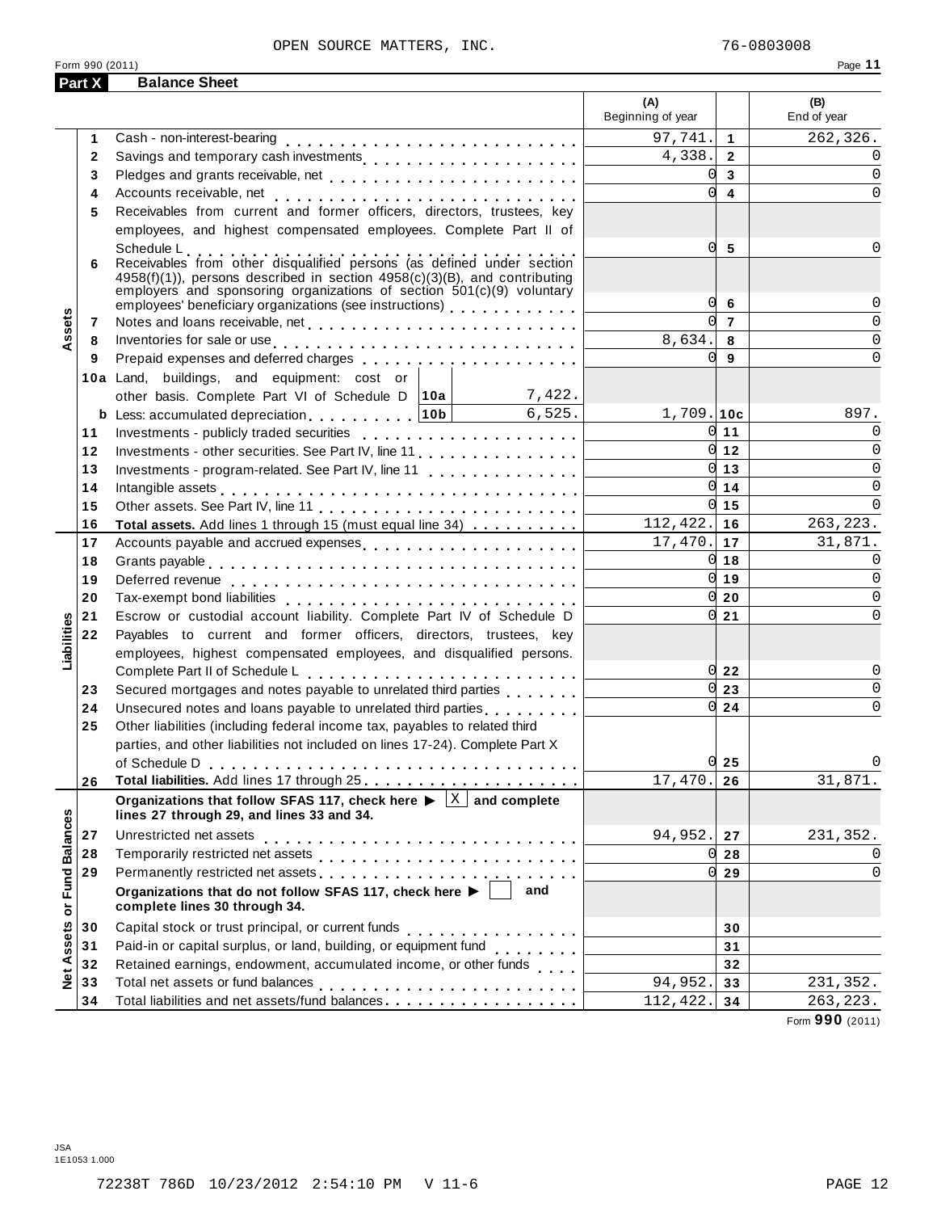OPEN SOURCE MATTERS, INC. 76-0803008

Form 990 (2011) Page **11**

## Part X Balance Sheet

| | | | (A) Beginning of year | | (B) End of year |
|---|---|---|---|---|---|
| **Assets** | 1 | Cash - non-interest-bearing | 97,741. | 1 | 262,326. |
| | 2 | Savings and temporary cash investments | 4,338. | 2 | 0 |
| | 3 | Pledges and grants receivable, net | 0 | 3 | 0 |
| | 4 | Accounts receivable, net | 0 | 4 | 0 |
| | 5 | Receivables from current and former officers, directors, trustees, key employees, and highest compensated employees. Complete Part II of Schedule L | 0 | 5 | 0 |
| | 6 | Receivables from other disqualified persons (as defined under section 4958(f)(1)), persons described in section 4958(c)(3)(B), and contributing employers and sponsoring organizations of section 501(c)(9) voluntary employees' beneficiary organizations (see instructions) | 0 | 6 | 0 |
| | 7 | Notes and loans receivable, net | 0 | 7 | 0 |
| | 8 | Inventories for sale or use | 8,634. | 8 | 0 |
| | 9 | Prepaid expenses and deferred charges | 0 | 9 | 0 |
| | 10a | Land, buildings, and equipment: cost or other basis. Complete Part VI of Schedule D — 10a: 7,422. | | | |
| | b | Less: accumulated depreciation — 10b: 6,525. | 1,709. | 10c | 897. |
| | 11 | Investments - publicly traded securities | 0 | 11 | 0 |
| | 12 | Investments - other securities. See Part IV, line 11 | 0 | 12 | 0 |
| | 13 | Investments - program-related. See Part IV, line 11 | 0 | 13 | 0 |
| | 14 | Intangible assets | 0 | 14 | 0 |
| | 15 | Other assets. See Part IV, line 11 | 0 | 15 | 0 |
| | 16 | **Total assets.** Add lines 1 through 15 (must equal line 34) | 112,422. | 16 | 263,223. |
| **Liabilities** | 17 | Accounts payable and accrued expenses | 17,470. | 17 | 31,871. |
| | 18 | Grants payable | 0 | 18 | 0 |
| | 19 | Deferred revenue | 0 | 19 | 0 |
| | 20 | Tax-exempt bond liabilities | 0 | 20 | 0 |
| | 21 | Escrow or custodial account liability. Complete Part IV of Schedule D | 0 | 21 | 0 |
| | 22 | Payables to current and former officers, directors, trustees, key employees, highest compensated employees, and disqualified persons. Complete Part II of Schedule L | 0 | 22 | 0 |
| | 23 | Secured mortgages and notes payable to unrelated third parties | 0 | 23 | 0 |
| | 24 | Unsecured notes and loans payable to unrelated third parties | 0 | 24 | 0 |
| | 25 | Other liabilities (including federal income tax, payables to related third parties, and other liabilities not included on lines 17-24). Complete Part X of Schedule D | 0 | 25 | 0 |
| | 26 | **Total liabilities.** Add lines 17 through 25 | 17,470. | 26 | 31,871. |
| **Net Assets or Fund Balances** | | **Organizations that follow SFAS 117, check here ▶ [X] and complete lines 27 through 29, and lines 33 and 34.** | | | |
| | 27 | Unrestricted net assets | 94,952. | 27 | 231,352. |
| | 28 | Temporarily restricted net assets | 0 | 28 | 0 |
| | 29 | Permanently restricted net assets | 0 | 29 | 0 |
| | | **Organizations that do not follow SFAS 117, check here ▶ [ ] and complete lines 30 through 34.** | | | |
| | 30 | Capital stock or trust principal, or current funds | | 30 | |
| | 31 | Paid-in or capital surplus, or land, building, or equipment fund | | 31 | |
| | 32 | Retained earnings, endowment, accumulated income, or other funds | | 32 | |
| | 33 | Total net assets or fund balances | 94,952. | 33 | 231,352. |
| | 34 | Total liabilities and net assets/fund balances | 112,422. | 34 | 263,223. |

Form **990** (2011)

JSA
1E1053 1.000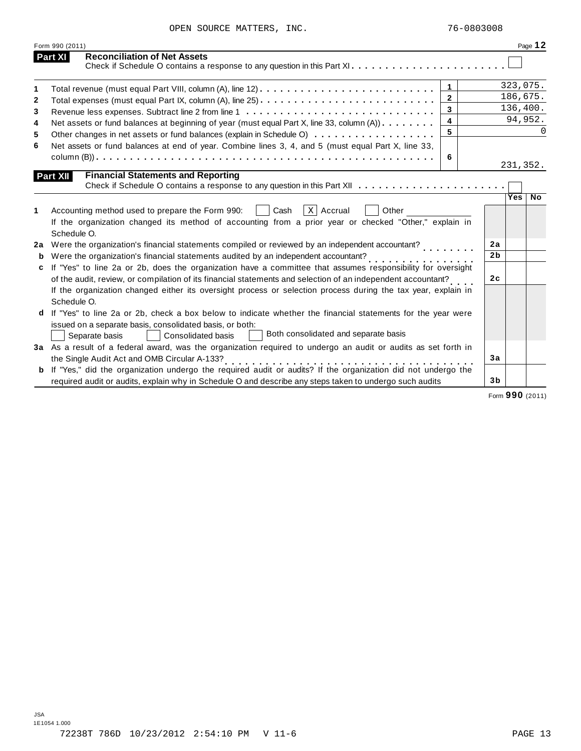OPEN SOURCE MATTERS, INC. 76-0803008

Form 990 (2011) Page **12**

## Part XI Reconciliation of Net Assets

Check if Schedule O contains a response to any question in this Part XI . . . . . . . . . . . . . . . . . . . . . . ☐

| | | | |
|---|---|---|---|
| 1 | Total revenue (must equal Part VIII, column (A), line 12) | 1 | 323,075. |
| 2 | Total expenses (must equal Part IX, column (A), line 25) | 2 | 186,675. |
| 3 | Revenue less expenses. Subtract line 2 from line 1 | 3 | 136,400. |
| 4 | Net assets or fund balances at beginning of year (must equal Part X, line 33, column (A)) | 4 | 94,952. |
| 5 | Other changes in net assets or fund balances (explain in Schedule O) | 5 | 0 |
| 6 | Net assets or fund balances at end of year. Combine lines 3, 4, and 5 (must equal Part X, line 33, column (B)) | 6 | 231,352. |

## Part XII Financial Statements and Reporting

Check if Schedule O contains a response to any question in this Part XII . . . . . . . . . . . . . . . . . . . . . ☐

| | | | Yes | No |
|---|---|---|---|---|
| 1 | Accounting method used to prepare the Form 990: ☐ Cash ☒ Accrual ☐ Other ________ <br> If the organization changed its method of accounting from a prior year or checked "Other," explain in Schedule O. | | | |
| 2a | Were the organization's financial statements compiled or reviewed by an independent accountant? | 2a | | |
| b | Were the organization's financial statements audited by an independent accountant? | 2b | | |
| c | If "Yes" to line 2a or 2b, does the organization have a committee that assumes responsibility for oversight of the audit, review, or compilation of its financial statements and selection of an independent accountant? | 2c | | |
| | If the organization changed either its oversight process or selection process during the tax year, explain in Schedule O. | | | |
| d | If "Yes" to line 2a or 2b, check a box below to indicate whether the financial statements for the year were issued on a separate basis, consolidated basis, or both: <br> ☐ Separate basis ☐ Consolidated basis ☐ Both consolidated and separate basis | | | |
| 3a | As a result of a federal award, was the organization required to undergo an audit or audits as set forth in the Single Audit Act and OMB Circular A-133? | 3a | | |
| b | If "Yes," did the organization undergo the required audit or audits? If the organization did not undergo the required audit or audits, explain why in Schedule O and describe any steps taken to undergo such audits | 3b | | |

Form **990** (2011)

JSA
1E1054 1.000

72238T 786D 10/23/2012 2:54:10 PM V 11-6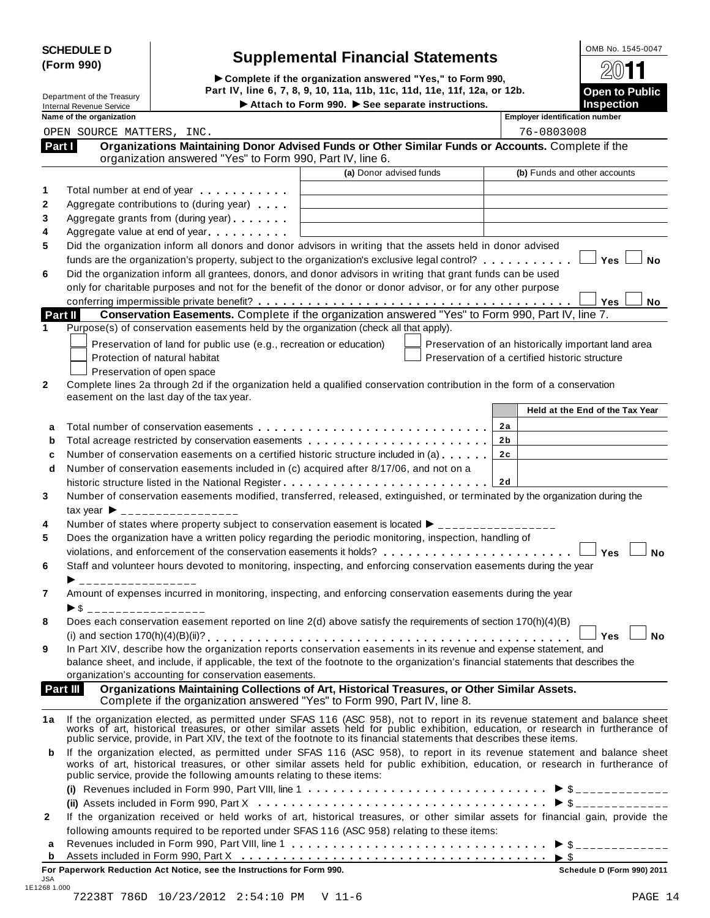**SCHEDULE D (Form 990)**

Department of the Treasury
Internal Revenue Service

# Supplemental Financial Statements

▶ Complete if the organization answered "Yes," to Form 990, Part IV, line 6, 7, 8, 9, 10, 11a, 11b, 11c, 11d, 11e, 11f, 12a, or 12b.
▶ Attach to Form 990. ▶ See separate instructions.

OMB No. 1545-0047
**2011**
**Open to Public Inspection**

| Name of the organization | Employer identification number |
|---|---|
| OPEN SOURCE MATTERS, INC. | 76-0803008 |

## Part I Organizations Maintaining Donor Advised Funds or Other Similar Funds or Accounts.
Complete if the organization answered "Yes" to Form 990, Part IV, line 6.

| | | (a) Donor advised funds | (b) Funds and other accounts |
|---|---|---|---|
| 1 | Total number at end of year | | |
| 2 | Aggregate contributions to (during year) | | |
| 3 | Aggregate grants from (during year) | | |
| 4 | Aggregate value at end of year | | |

5 Did the organization inform all donors and donor advisors in writing that the assets held in donor advised funds are the organization's property, subject to the organization's exclusive legal control? ☐ Yes ☐ No

6 Did the organization inform all grantees, donors, and donor advisors in writing that grant funds can be used only for charitable purposes and not for the benefit of the donor or donor advisor, or for any other purpose conferring impermissible private benefit? ☐ Yes ☐ No

## Part II Conservation Easements.
Complete if the organization answered "Yes" to Form 990, Part IV, line 7.

1 Purpose(s) of conservation easements held by the organization (check all that apply).

☐ Preservation of land for public use (e.g., recreation or education)
☐ Protection of natural habitat
☐ Preservation of open space
☐ Preservation of an historically important land area
☐ Preservation of a certified historic structure

2 Complete lines 2a through 2d if the organization held a qualified conservation contribution in the form of a conservation easement on the last day of the tax year.

| | | | Held at the End of the Tax Year |
|---|---|---|---|
| a | Total number of conservation easements | 2a | |
| b | Total acreage restricted by conservation easements | 2b | |
| c | Number of conservation easements on a certified historic structure included in (a) | 2c | |
| d | Number of conservation easements included in (c) acquired after 8/17/06, and not on a historic structure listed in the National Register | 2d | |

3 Number of conservation easements modified, transferred, released, extinguished, or terminated by the organization during the tax year ▶ _______________

4 Number of states where property subject to conservation easement is located ▶ _______________

5 Does the organization have a written policy regarding the periodic monitoring, inspection, handling of violations, and enforcement of the conservation easements it holds? ☐ Yes ☐ No

6 Staff and volunteer hours devoted to monitoring, inspecting, and enforcing conservation easements during the year ▶ _______________

7 Amount of expenses incurred in monitoring, inspecting, and enforcing conservation easements during the year ▶ $ _______________

8 Does each conservation easement reported on line 2(d) above satisfy the requirements of section 170(h)(4)(B)(i) and section 170(h)(4)(B)(ii)? ☐ Yes ☐ No

9 In Part XIV, describe how the organization reports conservation easements in its revenue and expense statement, and balance sheet, and include, if applicable, the text of the footnote to the organization's financial statements that describes the organization's accounting for conservation easements.

## Part III Organizations Maintaining Collections of Art, Historical Treasures, or Other Similar Assets.
Complete if the organization answered "Yes" to Form 990, Part IV, line 8.

1a If the organization elected, as permitted under SFAS 116 (ASC 958), not to report in its revenue statement and balance sheet works of art, historical treasures, or other similar assets held for public exhibition, education, or research in furtherance of public service, provide, in Part XIV, the text of the footnote to its financial statements that describes these items.

b If the organization elected, as permitted under SFAS 116 (ASC 958), to report in its revenue statement and balance sheet works of art, historical treasures, or other similar assets held for public exhibition, education, or research in furtherance of public service, provide the following amounts relating to these items:

(i) Revenues included in Form 990, Part VIII, line 1 ▶ $ _____________

(ii) Assets included in Form 990, Part X ▶ $ _____________

2 If the organization received or held works of art, historical treasures, or other similar assets for financial gain, provide the following amounts required to be reported under SFAS 116 (ASC 958) relating to these items:

a Revenues included in Form 990, Part VIII, line 1 ▶ $ _____________

b Assets included in Form 990, Part X ▶ $

**For Paperwork Reduction Act Notice, see the Instructions for Form 990.** **Schedule D (Form 990) 2011**

JSA
1E1268 1.000
72238T 786D 10/23/2012 2:54:10 PM V 11-6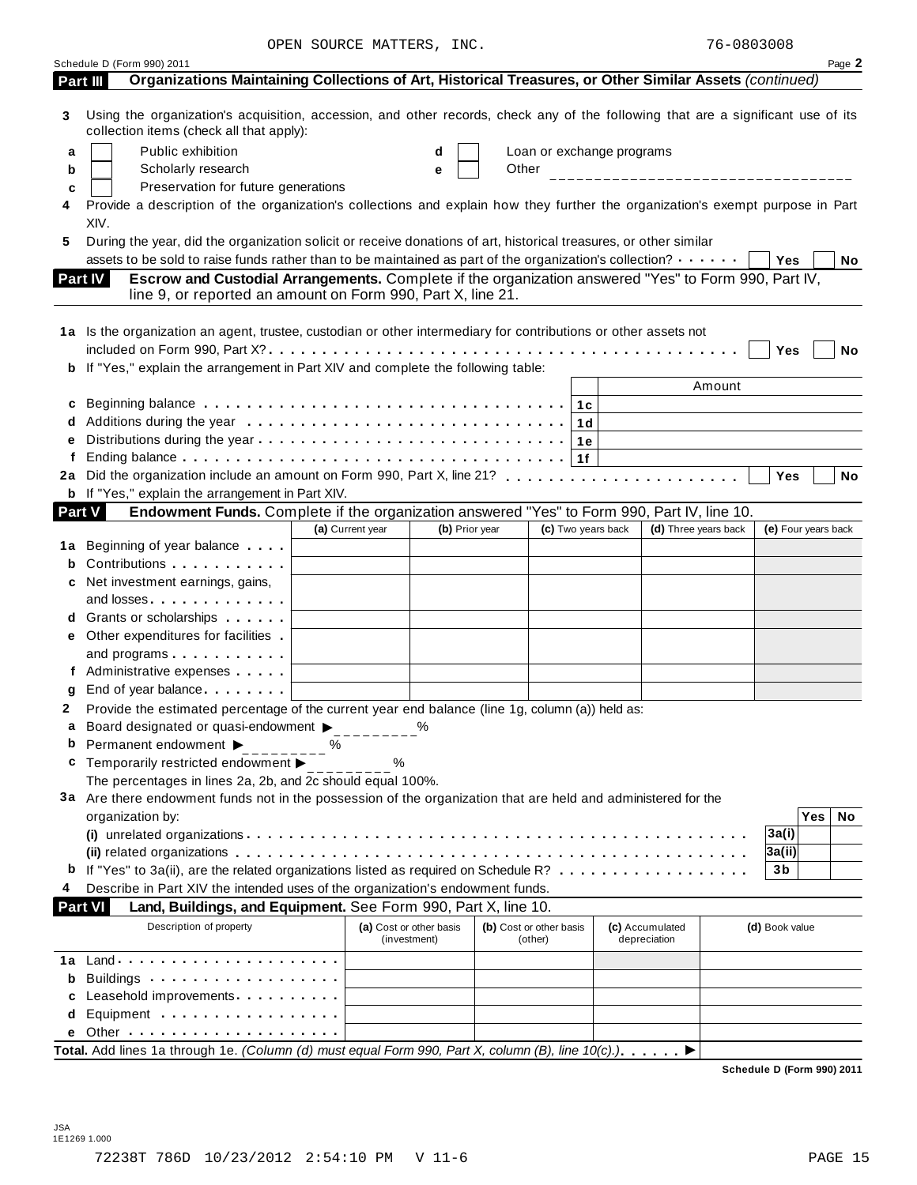OPEN SOURCE MATTERS, INC. 76-0803008

Schedule D (Form 990) 2011 Page **2**

## Part III Organizations Maintaining Collections of Art, Historical Treasures, or Other Similar Assets *(continued)*

**3** Using the organization's acquisition, accession, and other records, check any of the following that are a significant use of its collection items (check all that apply):

- **a** ☐ Public exhibition
- **b** ☐ Scholarly research
- **c** ☐ Preservation for future generations
- **d** ☐ Loan or exchange programs
- **e** ☐ Other ________________________________

**4** Provide a description of the organization's collections and explain how they further the organization's exempt purpose in Part XIV.

**5** During the year, did the organization solicit or receive donations of art, historical treasures, or other similar assets to be sold to raise funds rather than to be maintained as part of the organization's collection? ☐ Yes ☐ No

## Part IV Escrow and Custodial Arrangements. Complete if the organization answered "Yes" to Form 990, Part IV, line 9, or reported an amount on Form 990, Part X, line 21.

**1a** Is the organization an agent, trustee, custodian or other intermediary for contributions or other assets not included on Form 990, Part X? ☐ Yes ☐ No

**b** If "Yes," explain the arrangement in Part XIV and complete the following table:

| | | Amount |
|---|---|---|
| **c** Beginning balance | 1c | |
| **d** Additions during the year | 1d | |
| **e** Distributions during the year | 1e | |
| **f** Ending balance | 1f | |

**2a** Did the organization include an amount on Form 990, Part X, line 21? ☐ Yes ☐ No

**b** If "Yes," explain the arrangement in Part XIV.

## Part V Endowment Funds. Complete if the organization answered "Yes" to Form 990, Part IV, line 10.

| | (a) Current year | (b) Prior year | (c) Two years back | (d) Three years back | (e) Four years back |
|---|---|---|---|---|---|
| **1a** Beginning of year balance | | | | | |
| **b** Contributions | | | | | |
| **c** Net investment earnings, gains, and losses | | | | | |
| **d** Grants or scholarships | | | | | |
| **e** Other expenditures for facilities and programs | | | | | |
| **f** Administrative expenses | | | | | |
| **g** End of year balance | | | | | |

**2** Provide the estimated percentage of the current year end balance (line 1g, column (a)) held as:

- **a** Board designated or quasi-endowment ▶ ________ %
- **b** Permanent endowment ▶ ________ %
- **c** Temporarily restricted endowment ▶ ________ %

The percentages in lines 2a, 2b, and 2c should equal 100%.

**3a** Are there endowment funds not in the possession of the organization that are held and administered for the organization by:

| | | Yes | No |
|---|---|---|---|
| **(i)** unrelated organizations | 3a(i) | | |
| **(ii)** related organizations | 3a(ii) | | |
| **b** If "Yes" to 3a(ii), are the related organizations listed as required on Schedule R? | 3b | | |

**4** Describe in Part XIV the intended uses of the organization's endowment funds.

## Part VI Land, Buildings, and Equipment. See Form 990, Part X, line 10.

| Description of property | (a) Cost or other basis (investment) | (b) Cost or other basis (other) | (c) Accumulated depreciation | (d) Book value |
|---|---|---|---|---|
| **1a** Land | | | | |
| **b** Buildings | | | | |
| **c** Leasehold improvements | | | | |
| **d** Equipment | | | | |
| **e** Other | | | | |

**Total.** Add lines 1a through 1e. *(Column (d) must equal Form 990, Part X, column (B), line 10(c).)* ▶

**Schedule D (Form 990) 2011**

JSA
1E1269 1.000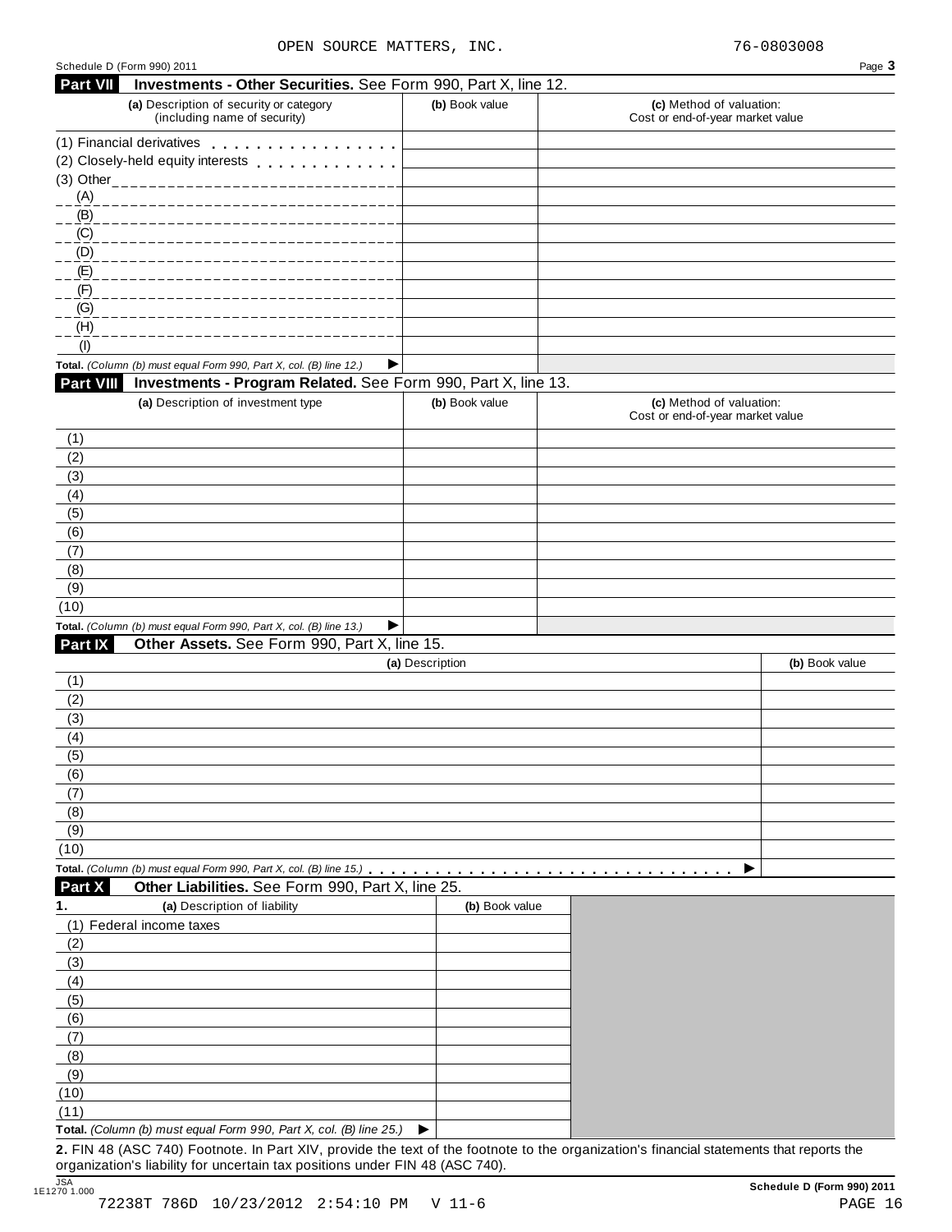OPEN SOURCE MATTERS, INC. 76-0803008

Schedule D (Form 990) 2011

## Part VII Investments - Other Securities. See Form 990, Part X, line 12.

| (a) Description of security or category (including name of security) | (b) Book value | (c) Method of valuation: Cost or end-of-year market value |
|---|---|---|
| (1) Financial derivatives | | |
| (2) Closely-held equity interests | | |
| (3) Other | | |
| (A) | | |
| (B) | | |
| (C) | | |
| (D) | | |
| (E) | | |
| (F) | | |
| (G) | | |
| (H) | | |
| (I) | | |
| **Total.** *(Column (b) must equal Form 990, Part X, col. (B) line 12.)* ▶ | | |

## Part VIII Investments - Program Related. See Form 990, Part X, line 13.

| (a) Description of investment type | (b) Book value | (c) Method of valuation: Cost or end-of-year market value |
|---|---|---|
| (1) | | |
| (2) | | |
| (3) | | |
| (4) | | |
| (5) | | |
| (6) | | |
| (7) | | |
| (8) | | |
| (9) | | |
| (10) | | |
| **Total.** *(Column (b) must equal Form 990, Part X, col. (B) line 13.)* ▶ | | |

## Part IX Other Assets. See Form 990, Part X, line 15.

| (a) Description | (b) Book value |
|---|---|
| (1) | |
| (2) | |
| (3) | |
| (4) | |
| (5) | |
| (6) | |
| (7) | |
| (8) | |
| (9) | |
| (10) | |
| **Total.** *(Column (b) must equal Form 990, Part X, col. (B) line 15.)* ▶ | |

## Part X Other Liabilities. See Form 990, Part X, line 25.

| 1. (a) Description of liability | (b) Book value |
|---|---|
| (1) Federal income taxes | |
| (2) | |
| (3) | |
| (4) | |
| (5) | |
| (6) | |
| (7) | |
| (8) | |
| (9) | |
| (10) | |
| (11) | |
| **Total.** *(Column (b) must equal Form 990, Part X, col. (B) line 25.)* ▶ | |

**2.** FIN 48 (ASC 740) Footnote. In Part XIV, provide the text of the footnote to the organization's financial statements that reports the organization's liability for uncertain tax positions under FIN 48 (ASC 740).

JSA 1E1270 1.000

**Schedule D (Form 990) 2011**

72238T 786D 10/23/2012 2:54:10 PM V 11-6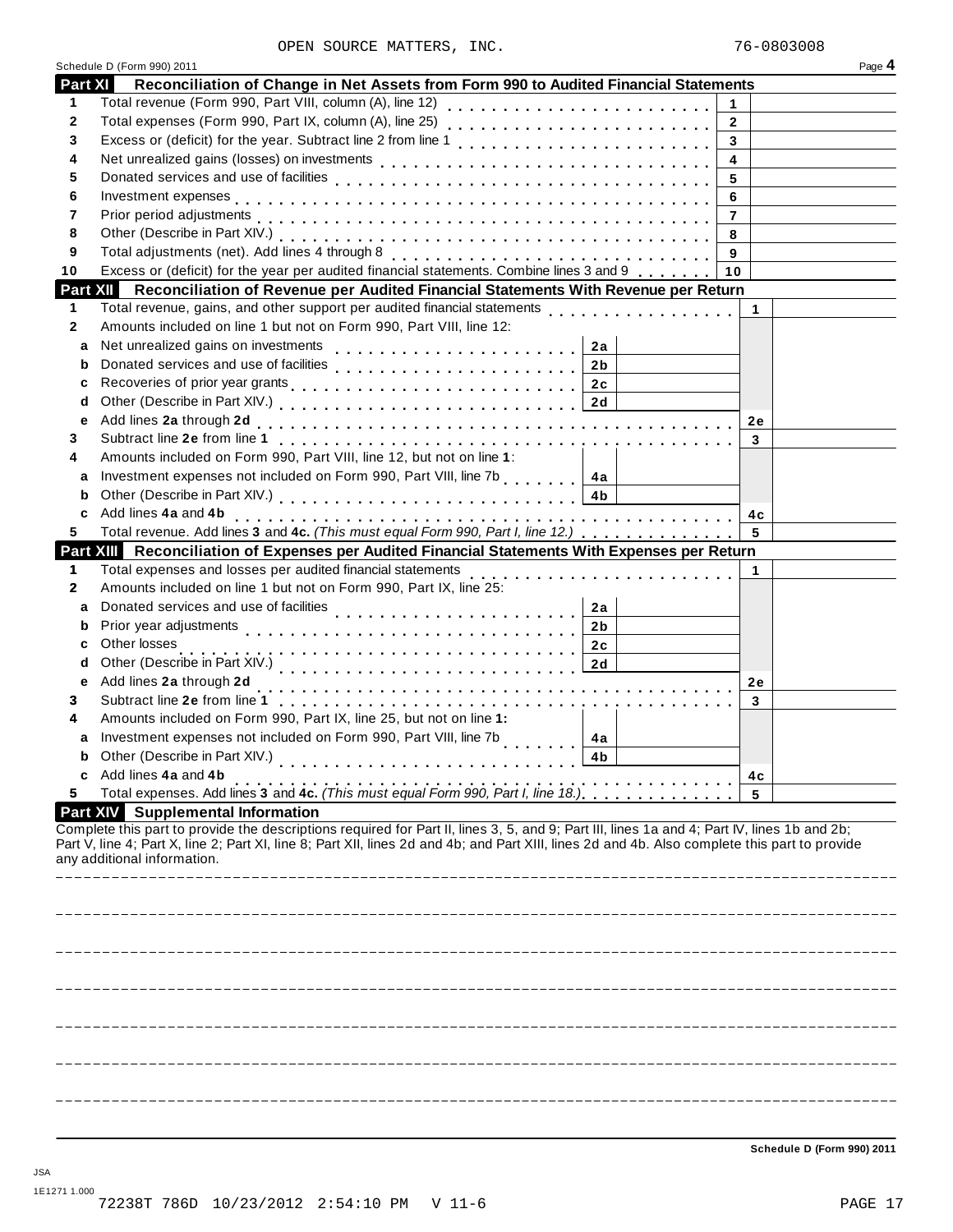OPEN SOURCE MATTERS, INC. 76-0803008

Schedule D (Form 990) 2011 Page **4**

## Part XI Reconciliation of Change in Net Assets from Form 990 to Audited Financial Statements

| | | | |
|---|---|---|---|
| 1 | Total revenue (Form 990, Part VIII, column (A), line 12) | 1 | |
| 2 | Total expenses (Form 990, Part IX, column (A), line 25) | 2 | |
| 3 | Excess or (deficit) for the year. Subtract line 2 from line 1 | 3 | |
| 4 | Net unrealized gains (losses) on investments | 4 | |
| 5 | Donated services and use of facilities | 5 | |
| 6 | Investment expenses | 6 | |
| 7 | Prior period adjustments | 7 | |
| 8 | Other (Describe in Part XIV.) | 8 | |
| 9 | Total adjustments (net). Add lines 4 through 8 | 9 | |
| 10 | Excess or (deficit) for the year per audited financial statements. Combine lines 3 and 9 | 10 | |

## Part XII Reconciliation of Revenue per Audited Financial Statements With Revenue per Return

| | | | | | |
|---|---|---|---|---|---|
| 1 | Total revenue, gains, and other support per audited financial statements | | | 1 | |
| 2 | Amounts included on line 1 but not on Form 990, Part VIII, line 12: | | | | |
| a | Net unrealized gains on investments | 2a | | | |
| b | Donated services and use of facilities | 2b | | | |
| c | Recoveries of prior year grants | 2c | | | |
| d | Other (Describe in Part XIV.) | 2d | | | |
| e | Add lines **2a** through **2d** | | | 2e | |
| 3 | Subtract line **2e** from line **1** | | | 3 | |
| 4 | Amounts included on Form 990, Part VIII, line 12, but not on line **1**: | | | | |
| a | Investment expenses not included on Form 990, Part VIII, line 7b | 4a | | | |
| b | Other (Describe in Part XIV.) | 4b | | | |
| c | Add lines **4a** and **4b** | | | 4c | |
| 5 | Total revenue. Add lines **3** and **4c.** *(This must equal Form 990, Part I, line 12.)* | | | 5 | |

## Part XIII Reconciliation of Expenses per Audited Financial Statements With Expenses per Return

| | | | | | |
|---|---|---|---|---|---|
| 1 | Total expenses and losses per audited financial statements | | | 1 | |
| 2 | Amounts included on line 1 but not on Form 990, Part IX, line 25: | | | | |
| a | Donated services and use of facilities | 2a | | | |
| b | Prior year adjustments | 2b | | | |
| c | Other losses | 2c | | | |
| d | Other (Describe in Part XIV.) | 2d | | | |
| e | Add lines **2a** through **2d** | | | 2e | |
| 3 | Subtract line **2e** from line **1** | | | 3 | |
| 4 | Amounts included on Form 990, Part IX, line 25, but not on line **1:** | | | | |
| a | Investment expenses not included on Form 990, Part VIII, line 7b | 4a | | | |
| b | Other (Describe in Part XIV.) | 4b | | | |
| c | Add lines **4a** and **4b** | | | 4c | |
| 5 | Total expenses. Add lines **3** and **4c.** *(This must equal Form 990, Part I, line 18.)* | | | 5 | |

## Part XIV Supplemental Information

Complete this part to provide the descriptions required for Part II, lines 3, 5, and 9; Part III, lines 1a and 4; Part IV, lines 1b and 2b; Part V, line 4; Part X, line 2; Part XI, line 8; Part XII, lines 2d and 4b; and Part XIII, lines 2d and 4b. Also complete this part to provide any additional information.

**Schedule D (Form 990) 2011**

JSA
1E1271 1.000
72238T 786D 10/23/2012 2:54:10 PM V 11-6 PAGE 17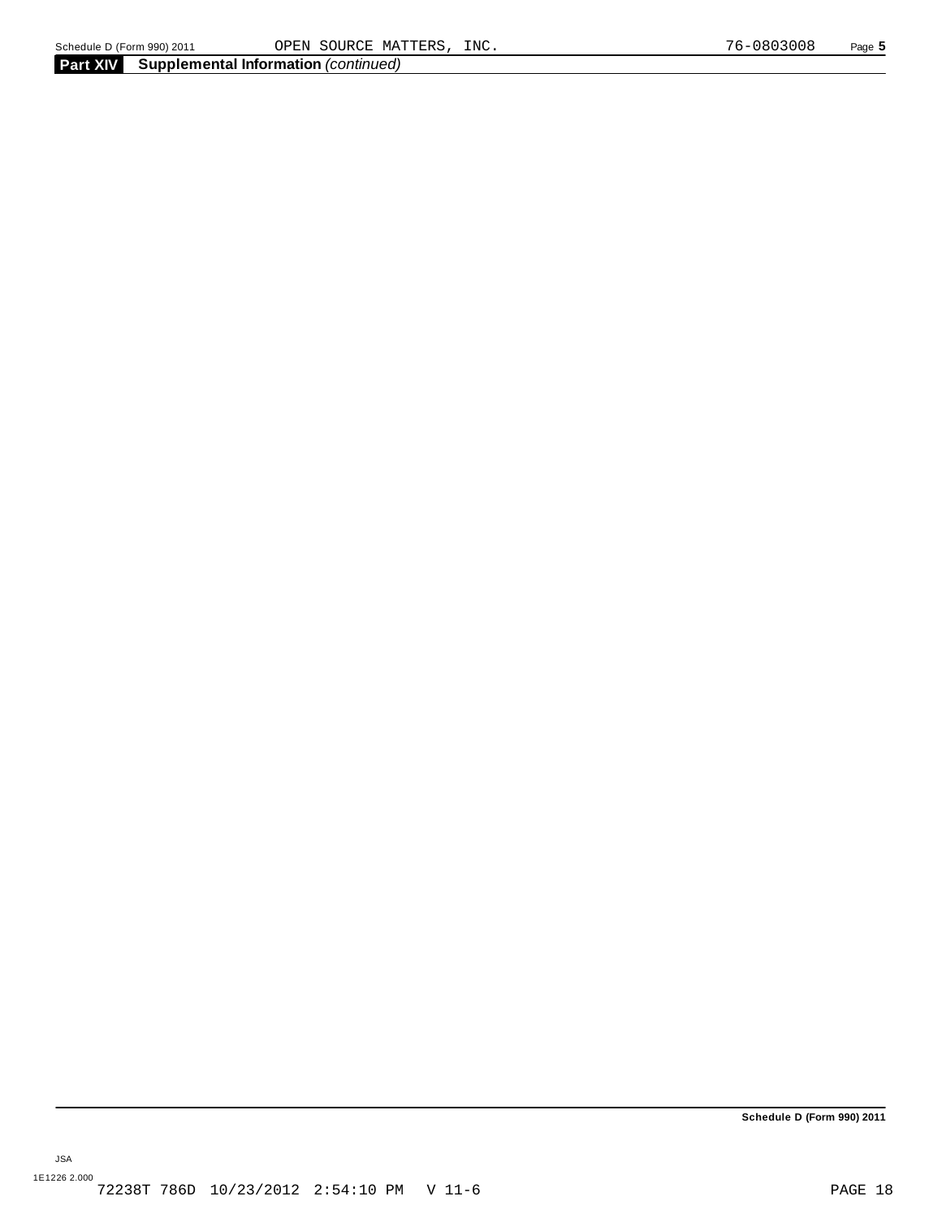**Part XIV** **Supplemental Information** *(continued)*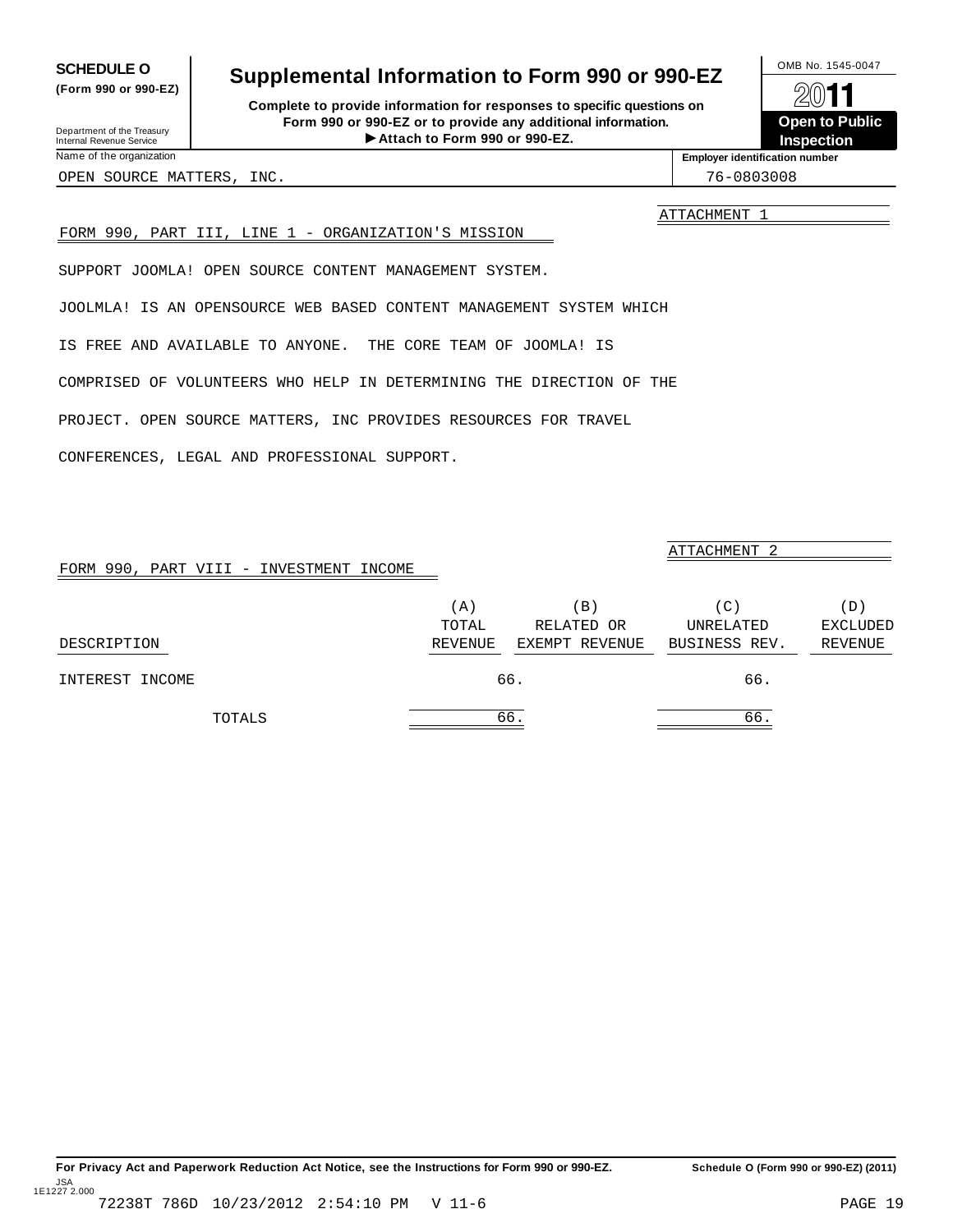**SCHEDULE O**
**(Form 990 or 990-EZ)**

Department of the Treasury
Internal Revenue Service

# Supplemental Information to Form 990 or 990-EZ

**Complete to provide information for responses to specific questions on Form 990 or 990-EZ or to provide any additional information.**
**▶ Attach to Form 990 or 990-EZ.**

OMB No. 1545-0047
**2011**
**Open to Public Inspection**

Name of the organization: OPEN SOURCE MATTERS, INC.
Employer identification number: 76-0803008

ATTACHMENT 1

FORM 990, PART III, LINE 1 - ORGANIZATION'S MISSION

SUPPORT JOOMLA! OPEN SOURCE CONTENT MANAGEMENT SYSTEM.

JOOLMLA! IS AN OPENSOURCE WEB BASED CONTENT MANAGEMENT SYSTEM WHICH IS FREE AND AVAILABLE TO ANYONE. THE CORE TEAM OF JOOMLA! IS COMPRISED OF VOLUNTEERS WHO HELP IN DETERMINING THE DIRECTION OF THE PROJECT. OPEN SOURCE MATTERS, INC PROVIDES RESOURCES FOR TRAVEL CONFERENCES, LEGAL AND PROFESSIONAL SUPPORT.

ATTACHMENT 2

FORM 990, PART VIII - INVESTMENT INCOME

| DESCRIPTION | (A) TOTAL REVENUE | (B) RELATED OR EXEMPT REVENUE | (C) UNRELATED BUSINESS REV. | (D) EXCLUDED REVENUE |
|---|---|---|---|---|
| INTEREST INCOME | 66. | | 66. | |
| TOTALS | 66. | | 66. | |

**For Privacy Act and Paperwork Reduction Act Notice, see the Instructions for Form 990 or 990-EZ.** **Schedule O (Form 990 or 990-EZ) (2011)**

JSA
1E1227 2.000
72238T 786D 10/23/2012 2:54:10 PM V 11-6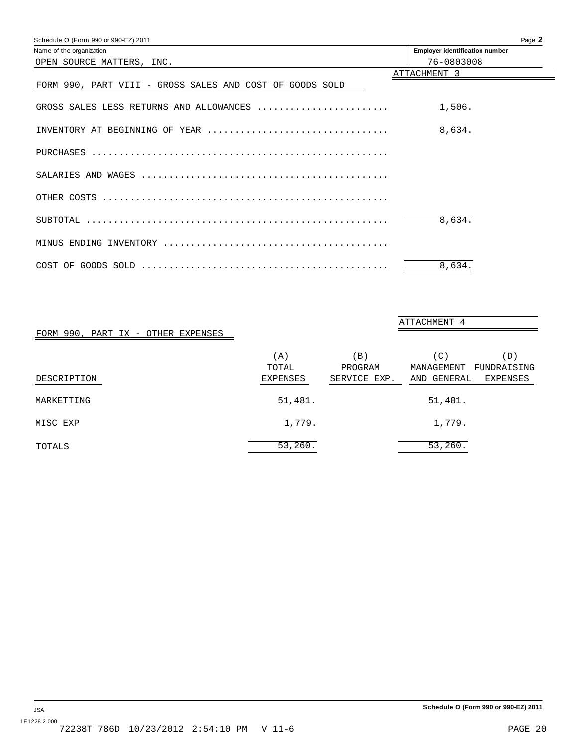Name of the organization: OPEN SOURCE MATTERS, INC.

Employer identification number: 76-0803008

ATTACHMENT 3

## FORM 990, PART VIII - GROSS SALES AND COST OF GOODS SOLD

| | |
|---|---|
| GROSS SALES LESS RETURNS AND ALLOWANCES | 1,506. |
| INVENTORY AT BEGINNING OF YEAR | 8,634. |
| PURCHASES | |
| SALARIES AND WAGES | |
| OTHER COSTS | |
| SUBTOTAL | 8,634. |
| MINUS ENDING INVENTORY | |
| COST OF GOODS SOLD | 8,634. |

ATTACHMENT 4

## FORM 990, PART IX - OTHER EXPENSES

| DESCRIPTION | (A) TOTAL EXPENSES | (B) PROGRAM SERVICE EXP. | (C) MANAGEMENT AND GENERAL | (D) FUNDRAISING EXPENSES |
|---|---|---|---|---|
| MARKETTING | 51,481. | | 51,481. | |
| MISC EXP | 1,779. | | 1,779. | |
| TOTALS | 53,260. | | 53,260. | |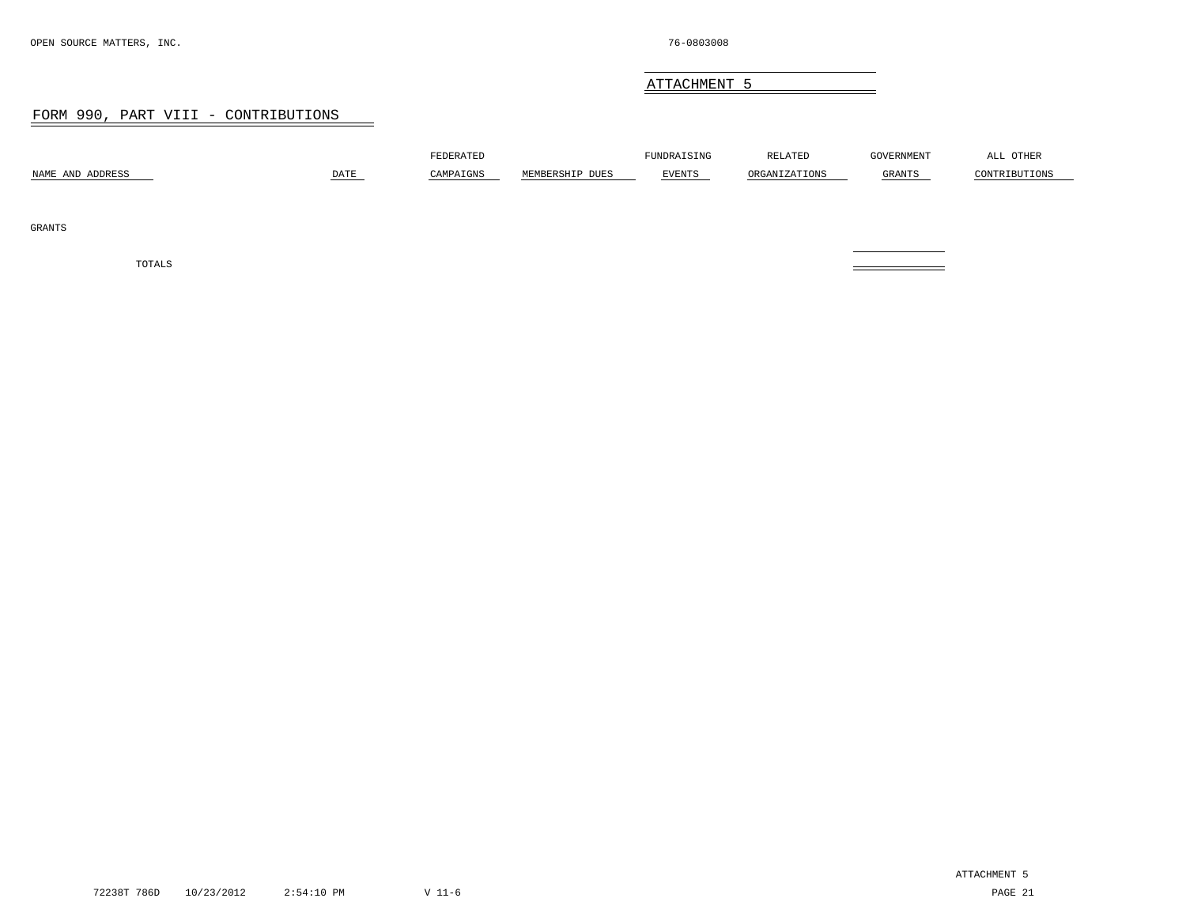OPEN SOURCE MATTERS, INC. 76-0803008

## ATTACHMENT 5

### FORM 990, PART VIII - CONTRIBUTIONS

| NAME AND ADDRESS | DATE | FEDERATED CAMPAIGNS | MEMBERSHIP DUES | FUNDRAISING EVENTS | RELATED ORGANIZATIONS | GOVERNMENT GRANTS | ALL OTHER CONTRIBUTIONS |
|---|---|---|---|---|---|---|---|
| GRANTS | | | | | | | |
| TOTALS | | | | | | | |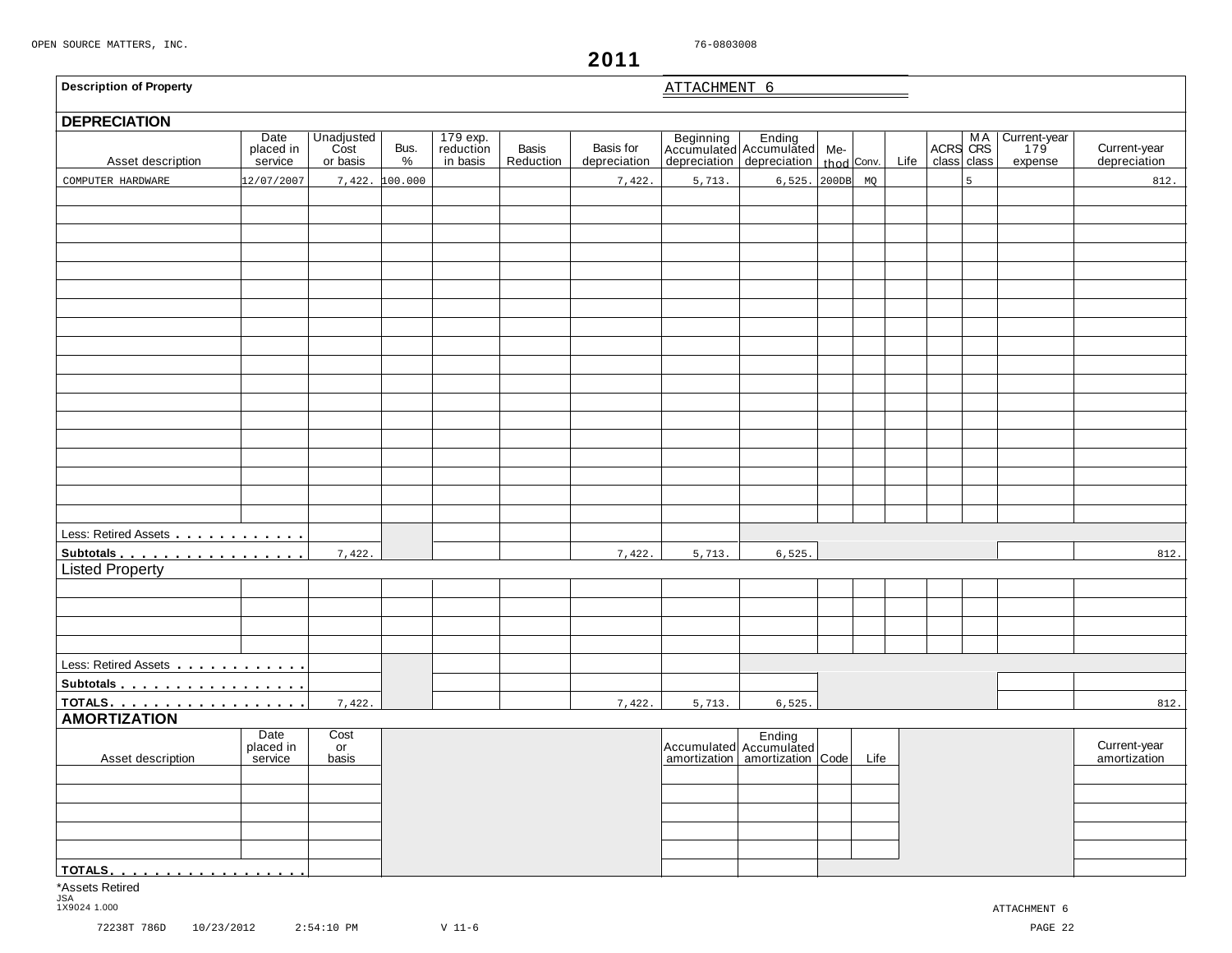OPEN SOURCE MATTERS, INC. 76-0803008

**2011**

**Description of Property** ATTACHMENT 6

## DEPRECIATION

| Asset description | Date placed in service | Unadjusted Cost or basis | Bus. % | 179 exp. reduction in basis | Basis Reduction | Basis for depreciation | Beginning Accumulated depreciation | Ending Accumulated depreciation | Method | Conv. | Life | ACRS class | MACRS class | Current-year 179 expense | Current-year depreciation |
|---|---|---|---|---|---|---|---|---|---|---|---|---|---|---|---|
| COMPUTER HARDWARE | 12/07/2007 | 7,422. | 100.000 | | | 7,422. | 5,713. | 6,525. | 200DB | MQ | | | 5 | | 812. |
| Less: Retired Assets | | | | | | | | | | | | | | | |
| Subtotals | | 7,422. | | | | 7,422. | 5,713. | 6,525. | | | | | | | 812. |

## Listed Property

| Asset description | Date placed in service | Unadjusted Cost or basis | Bus. % | 179 exp. reduction in basis | Basis Reduction | Basis for depreciation | Beginning Accumulated depreciation | Ending Accumulated depreciation | Method | Conv. | Life | ACRS class | MACRS class | Current-year 179 expense | Current-year depreciation |
|---|---|---|---|---|---|---|---|---|---|---|---|---|---|---|---|
| Less: Retired Assets | | | | | | | | | | | | | | | |
| Subtotals | | | | | | | | | | | | | | | |
| TOTALS | | 7,422. | | | | 7,422. | 5,713. | 6,525. | | | | | | | 812. |

## AMORTIZATION

| Asset description | Date placed in service | Cost or basis | Accumulated amortization | Ending Accumulated amortization | Code | Life | Current-year amortization |
|---|---|---|---|---|---|---|---|
| TOTALS | | | | | | | |

*Assets Retired

JSA
1X9024 1.000

ATTACHMENT 6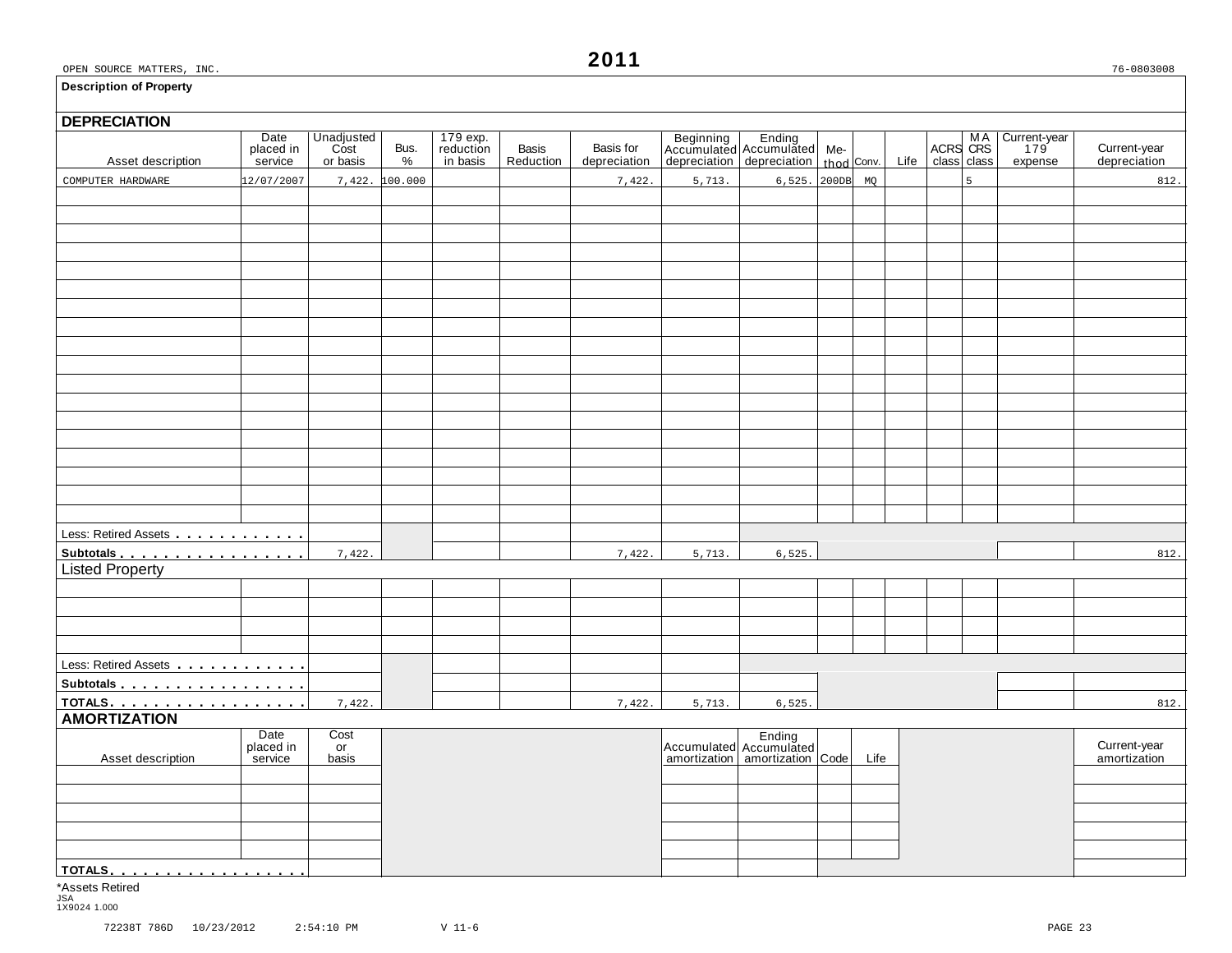OPEN SOURCE MATTERS, INC. **2011** 76-0803008

**Description of Property**

## DEPRECIATION

| Asset description | Date placed in service | Unadjusted Cost or basis | Bus. % | 179 exp. reduction in basis | Basis Reduction | Basis for depreciation | Beginning Accumulated depreciation | Ending Accumulated depreciation | Method | Conv. | Life | ACRS class | MA CRS class | Current-year 179 expense | Current-year depreciation |
|---|---|---|---|---|---|---|---|---|---|---|---|---|---|---|---|
| COMPUTER HARDWARE | 12/07/2007 | 7,422. | 100.000 | | | 7,422. | 5,713. | 6,525. | 200DB | MQ | | | 5 | | 812. |
| Less: Retired Assets | | | | | | | | | | | | | | | |
| Subtotals | | 7,422. | | | | 7,422. | 5,713. | 6,525. | | | | | | | 812. |

## Listed Property

| Asset description | Date placed in service | Unadjusted Cost or basis | Bus. % | 179 exp. reduction in basis | Basis Reduction | Basis for depreciation | Beginning Accumulated depreciation | Ending Accumulated depreciation | Method | Conv. | Life | ACRS class | MA CRS class | Current-year 179 expense | Current-year depreciation |
|---|---|---|---|---|---|---|---|---|---|---|---|---|---|---|---|
| Less: Retired Assets | | | | | | | | | | | | | | | |
| Subtotals | | | | | | | | | | | | | | | |
| TOTALS | | 7,422. | | | | 7,422. | 5,713. | 6,525. | | | | | | | 812. |

## AMORTIZATION

| Asset description | Date placed in service | Cost or basis | Accumulated amortization | Ending Accumulated amortization | Code | Life | Current-year amortization |
|---|---|---|---|---|---|---|---|
| TOTALS | | | | | | | |

*Assets Retired

JSA
1X9024 1.000

72238T 786D 10/23/2012 2:54:10 PM V 11-6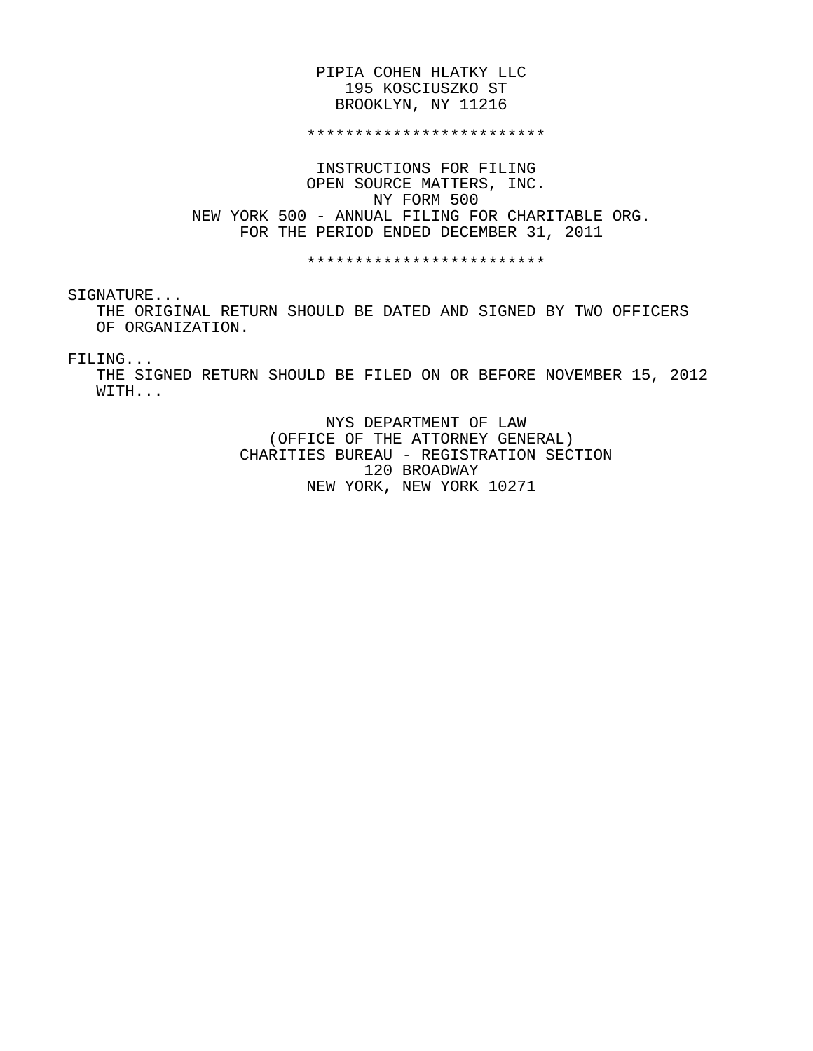PIPIA COHEN HLATKY LLC
195 KOSCIUSZKO ST
BROOKLYN, NY 11216

*************************

INSTRUCTIONS FOR FILING
OPEN SOURCE MATTERS, INC.
NY FORM 500
NEW YORK 500 - ANNUAL FILING FOR CHARITABLE ORG.
FOR THE PERIOD ENDED DECEMBER 31, 2011

*************************

SIGNATURE...
THE ORIGINAL RETURN SHOULD BE DATED AND SIGNED BY TWO OFFICERS OF ORGANIZATION.

FILING...
THE SIGNED RETURN SHOULD BE FILED ON OR BEFORE NOVEMBER 15, 2012 WITH...

NYS DEPARTMENT OF LAW
(OFFICE OF THE ATTORNEY GENERAL)
CHARITIES BUREAU - REGISTRATION SECTION
120 BROADWAY
NEW YORK, NEW YORK 10271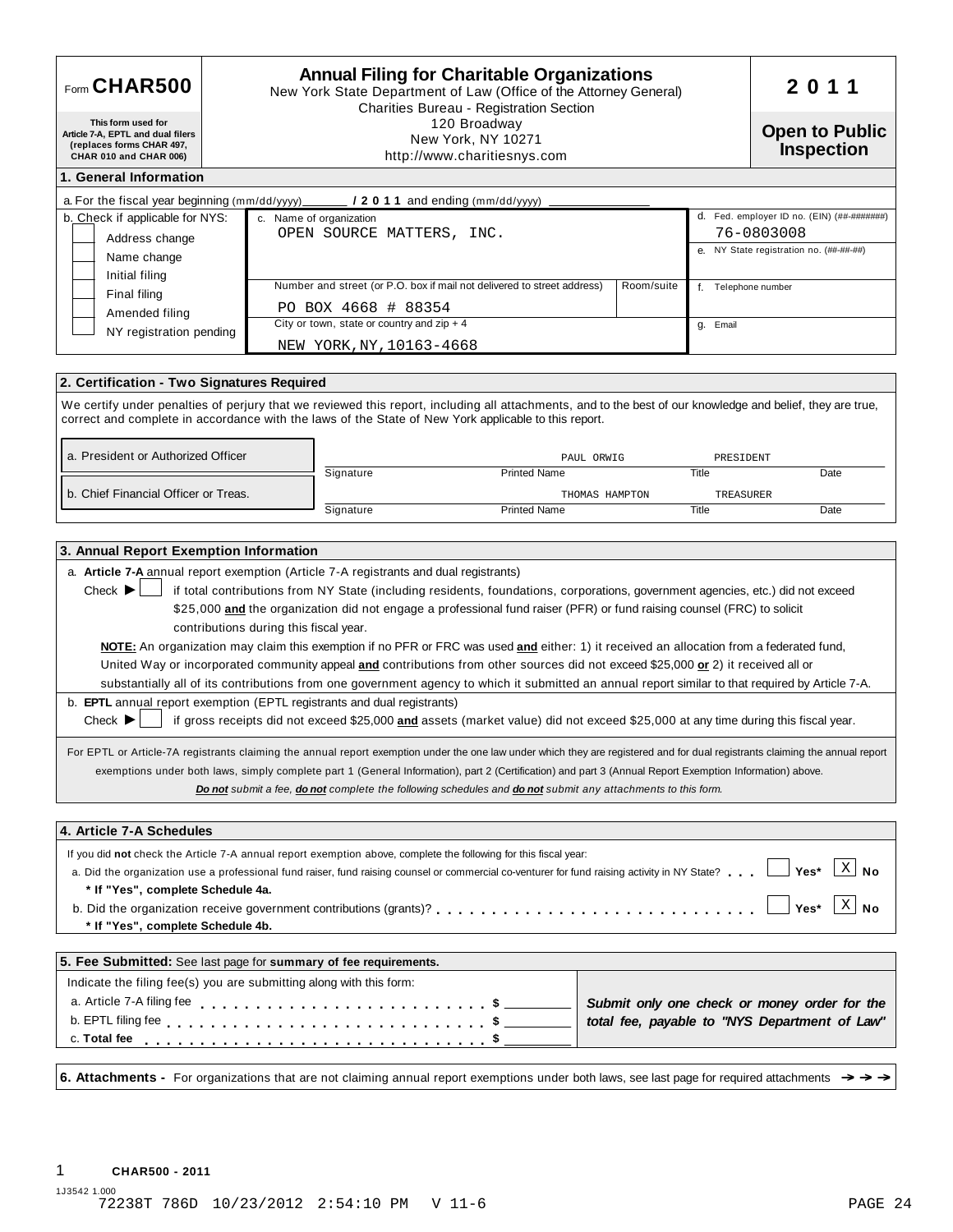# Form CHAR500 — Annual Filing for Charitable Organizations

New York State Department of Law (Office of the Attorney General)
Charities Bureau - Registration Section
120 Broadway
New York, NY 10271
http://www.charitiesnys.com

**2011**

**Open to Public Inspection**

**This form used for Article 7-A, EPTL and dual filers (replaces forms CHAR 497, CHAR 010 and CHAR 006)**

## 1. General Information

a. For the fiscal year beginning (mm/dd/yyyy) ______ **/ 2 0 1 1** and ending (mm/dd/yyyy) ______________

b. Check if applicable for NYS:
- [ ] Address change
- [ ] Name change
- [ ] Initial filing
- [ ] Final filing
- [ ] Amended filing
- [ ] NY registration pending

c. Name of organization
OPEN SOURCE MATTERS, INC.

Number and street (or P.O. box if mail not delivered to street address) | Room/suite
PO BOX 4668 # 88354

City or town, state or country and zip + 4
NEW YORK,NY,10163-4668

d. Fed. employer ID no. (EIN) (##-#######)
76-0803008

e. NY State registration no. (##-##-##)

f. Telephone number

g. Email

## 2. Certification - Two Signatures Required

We certify under penalties of perjury that we reviewed this report, including all attachments, and to the best of our knowledge and belief, they are true, correct and complete in accordance with the laws of the State of New York applicable to this report.

| | Signature | Printed Name | Title | Date |
|---|---|---|---|---|
| a. President or Authorized Officer | | PAUL ORWIG | PRESIDENT | |
| b. Chief Financial Officer or Treas. | | THOMAS HAMPTON | TREASURER | |

## 3. Annual Report Exemption Information

a. **Article 7-A** annual report exemption (Article 7-A registrants and dual registrants)

Check ► [ ] if total contributions from NY State (including residents, foundations, corporations, government agencies, etc.) did not exceed $25,000 **and** the organization did not engage a professional fund raiser (PFR) or fund raising counsel (FRC) to solicit contributions during this fiscal year.

**NOTE:** An organization may claim this exemption if no PFR or FRC was used **and** either: 1) it received an allocation from a federated fund, United Way or incorporated community appeal **and** contributions from other sources did not exceed $25,000 **or** 2) it received all or substantially all of its contributions from one government agency to which it submitted an annual report similar to that required by Article 7-A.

b. **EPTL** annual report exemption (EPTL registrants and dual registrants)

Check ► [ ] if gross receipts did not exceed $25,000 **and** assets (market value) did not exceed $25,000 at any time during this fiscal year.

For EPTL or Article-7A registrants claiming the annual report exemption under the one law under which they are registered and for dual registrants claiming the annual report exemptions under both laws, simply complete part 1 (General Information), part 2 (Certification) and part 3 (Annual Report Exemption Information) above.

***Do not** submit a fee, **do not** complete the following schedules and **do not** submit any attachments to this form.*

## 4. Article 7-A Schedules

If you did **not** check the Article 7-A annual report exemption above, complete the following for this fiscal year:

a. Did the organization use a professional fund raiser, fund raising counsel or commercial co-venturer for fund raising activity in NY State? [ ] Yes* [X] No
**\* If "Yes", complete Schedule 4a.**

b. Did the organization receive government contributions (grants)? [ ] Yes* [X] No
**\* If "Yes", complete Schedule 4b.**

## 5. Fee Submitted: See last page for summary of fee requirements.

Indicate the filing fee(s) you are submitting along with this form:

a. Article 7-A filing fee . . . . . . . . . . $ ________
b. EPTL filing fee . . . . . . . . . . $ ________
c. **Total fee** . . . . . . . . . . $ ________

***Submit only one check or money order for the total fee, payable to "NYS Department of Law"***

**6. Attachments -** For organizations that are not claiming annual report exemptions under both laws, see last page for required attachments ➔➔➔

**CHAR500 - 2011**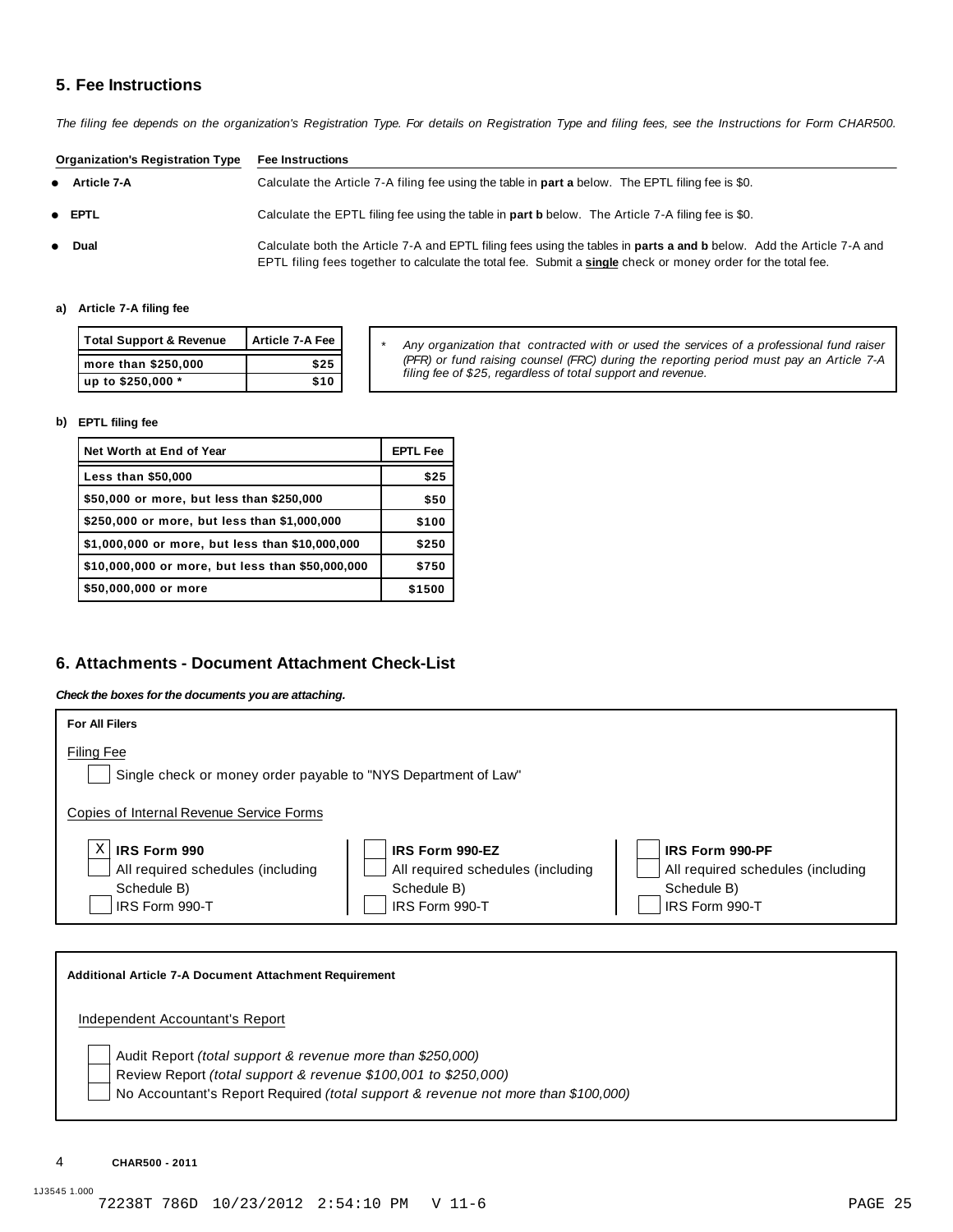## 5. Fee Instructions

*The filing fee depends on the organization's Registration Type. For details on Registration Type and filing fees, see the Instructions for Form CHAR500.*

| Organization's Registration Type | Fee Instructions |
|---|---|
| ● Article 7-A | Calculate the Article 7-A filing fee using the table in **part a** below. The EPTL filing fee is $0. |
| ● EPTL | Calculate the EPTL filing fee using the table in **part b** below. The Article 7-A filing fee is $0. |
| ● Dual | Calculate both the Article 7-A and EPTL filing fees using the tables in **parts a and b** below. Add the Article 7-A and EPTL filing fees together to calculate the total fee. Submit a **single** check or money order for the total fee. |

**a) Article 7-A filing fee**

| Total Support & Revenue | Article 7-A Fee |
|---|---|
| more than $250,000 | $25 |
| up to $250,000 * | $10 |

\* *Any organization that contracted with or used the services of a professional fund raiser (PFR) or fund raising counsel (FRC) during the reporting period must pay an Article 7-A filing fee of $25, regardless of total support and revenue.*

**b) EPTL filing fee**

| Net Worth at End of Year | EPTL Fee |
|---|---|
| Less than $50,000 | $25 |
| $50,000 or more, but less than $250,000 | $50 |
| $250,000 or more, but less than $1,000,000 | $100 |
| $1,000,000 or more, but less than $10,000,000 | $250 |
| $10,000,000 or more, but less than $50,000,000 | $750 |
| $50,000,000 or more | $1500 |

## 6. Attachments - Document Attachment Check-List

***Check the boxes for the documents you are attaching.***

**For All Filers**

Filing Fee

- [ ] Single check or money order payable to "NYS Department of Law"

Copies of Internal Revenue Service Forms

| | | |
|---|---|---|
| [X] **IRS Form 990** | [ ] **IRS Form 990-EZ** | [ ] **IRS Form 990-PF** |
| [ ] All required schedules (including Schedule B) | [ ] All required schedules (including Schedule B) | [ ] All required schedules (including Schedule B) |
| [ ] IRS Form 990-T | [ ] IRS Form 990-T | [ ] IRS Form 990-T |

**Additional Article 7-A Document Attachment Requirement**

Independent Accountant's Report

- [ ] Audit Report *(total support & revenue more than $250,000)*
- [ ] Review Report *(total support & revenue $100,001 to $250,000)*
- [ ] No Accountant's Report Required *(total support & revenue not more than $100,000)*

**CHAR500 - 2011**